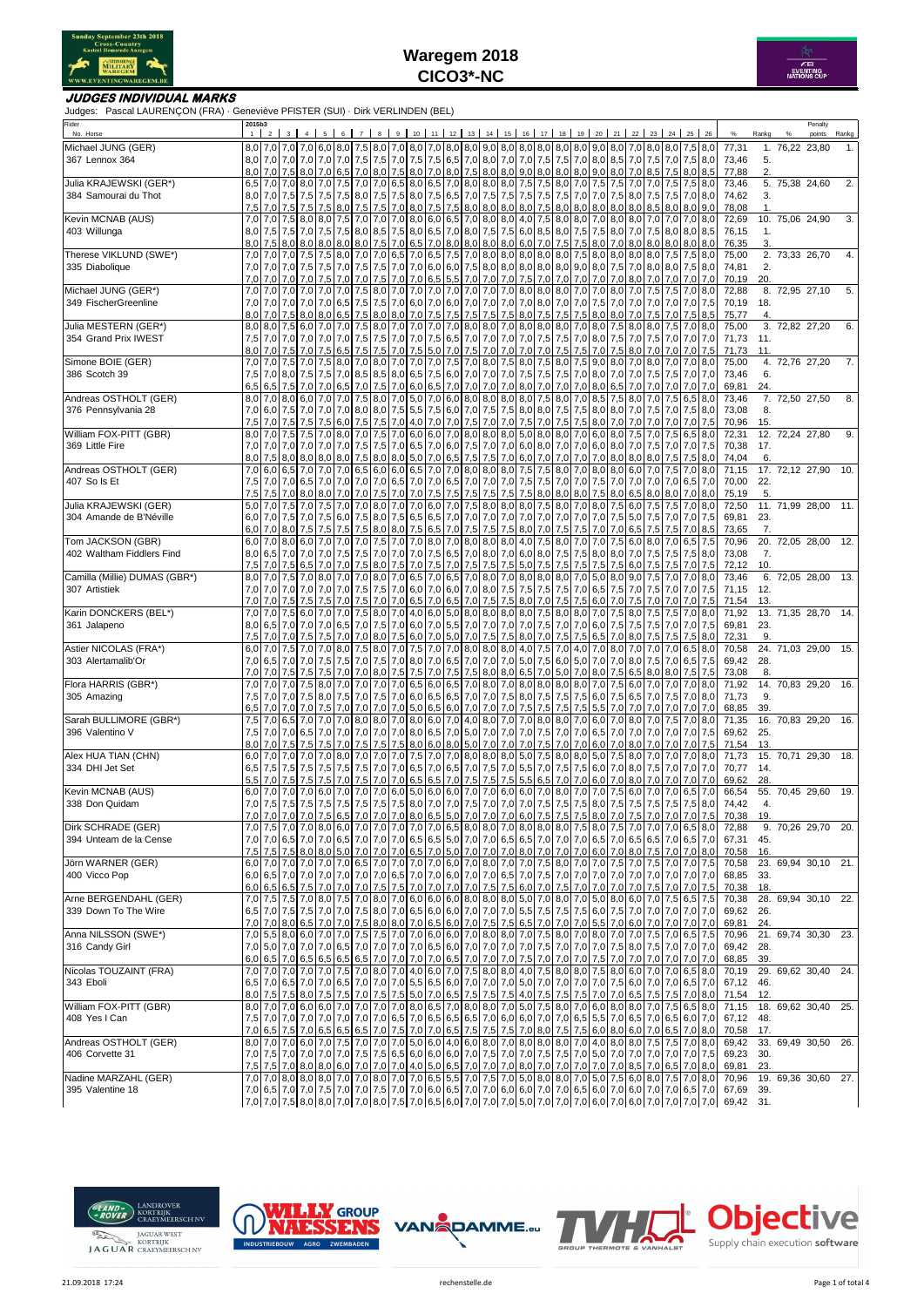# Waregem 2018

## CICO3*-NC

### JUDGES INDIVIDUAL MARKS

Judges: Pascal LAURENÇON (FRA) · Geneviève PFISTER (SUI) · Dirk VERLINDEN (BEL)

| Rider / No. Horse | 1 | 2 | 3 | 4 | 5 | 6 | 7 | 8 | 9 | 10 | 11 | 12 | 13 | 14 | 15 | 16 | 17 | 18 | 19 | 20 | 21 | 22 | 23 | 24 | 25 | 26 | % | Rankg | Penalty % | Penalty points | Rankg |
|---|---|---|---|---|---|---|---|---|---|---|---|---|---|---|---|---|---|---|---|---|---|---|---|---|---|---|---|---|---|---|---|
| Michael JUNG (GER) | 8,0 | 7,0 | 7,0 | 7,0 | 6,0 | 8,0 | 7,5 | 8,0 | 7,0 | 8,0 | 7,0 | 8,0 | 8,0 | 9,0 | 8,0 | 8,0 | 8,0 | 8,0 | 8,0 | 9,0 | 8,0 | 7,0 | 8,0 | 8,0 | 7,5 | 8,0 | 77,31 | 1. | 76,22 | 23,80 | 1. |
| 367 Lennox 364 | 8,0 | 7,0 | 7,0 | 7,0 | 7,0 | 7,0 | 7,5 | 7,5 | 7,0 | 7,5 | 7,5 | 6,5 | 7,0 | 8,0 | 7,0 | 7,0 | 7,5 | 7,5 | 7,0 | 8,0 | 8,5 | 7,0 | 7,5 | 7,0 | 7,5 | 8,0 | 73,46 | 5. | | | |
| | 8,0 | 7,0 | 7,5 | 8,0 | 7,0 | 6,5 | 7,0 | 8,0 | 7,5 | 8,0 | 7,0 | 8,0 | 7,5 | 8,0 | 8,0 | 9,0 | 8,0 | 8,0 | 8,0 | 9,0 | 8,0 | 7,0 | 8,5 | 7,5 | 8,0 | 8,5 | 77,88 | 2. | | | |
| Julia KRAJEWSKI (GER*) | 6,5 | 7,0 | 7,0 | 8,0 | 7,0 | 7,5 | 7,0 | 7,0 | 6,5 | 8,0 | 6,5 | 7,0 | 8,0 | 8,0 | 8,0 | 7,5 | 7,5 | 8,0 | 7,0 | 7,5 | 7,5 | 7,0 | 7,0 | 7,5 | 7,5 | 8,0 | 73,46 | 5. | 75,38 | 24,60 | 2. |
| 384 Samourai du Thot | 8,0 | 7,0 | 7,5 | 7,5 | 7,5 | 7,5 | 8,0 | 7,5 | 7,5 | 8,0 | 7,5 | 6,5 | 7,0 | 7,5 | 7,5 | 7,5 | 7,5 | 7,5 | 7,0 | 7,0 | 7,5 | 8,0 | 7,5 | 7,5 | 7,0 | 8,0 | 74,62 | 3. | | | |
| | 7,5 | 7,0 | 7,5 | 7,5 | 7,5 | 8,0 | 7,5 | 7,5 | 7,0 | 8,0 | 7,5 | 7,5 | 8,0 | 8,0 | 8,0 | 8,0 | 7,5 | 8,0 | 8,0 | 8,0 | 8,0 | 8,0 | 8,5 | 8,0 | 8,0 | 9,0 | 78,08 | 1. | | | |
| Kevin MCNAB (AUS) | 7,0 | 7,0 | 7,5 | 8,0 | 8,0 | 7,5 | 7,0 | 7,0 | 7,0 | 8,0 | 6,0 | 6,5 | 7,0 | 8,0 | 8,0 | 4,0 | 7,5 | 8,0 | 8,0 | 7,0 | 8,0 | 8,0 | 7,0 | 7,0 | 7,0 | 8,0 | 72,69 | 10. | 75,06 | 24,90 | 3. |
| 403 Willunga | 8,0 | 7,5 | 7,5 | 7,0 | 7,5 | 7,5 | 8,0 | 8,5 | 7,5 | 8,0 | 6,5 | 7,0 | 8,0 | 7,5 | 7,5 | 6,0 | 8,5 | 8,0 | 7,5 | 7,5 | 8,0 | 7,0 | 7,5 | 8,0 | 8,0 | 8,5 | 76,15 | 1. | | | |
| | 8,0 | 7,5 | 8,0 | 8,0 | 8,0 | 8,0 | 8,0 | 7,5 | 7,0 | 6,5 | 7,0 | 8,0 | 8,0 | 8,0 | 8,0 | 6,0 | 7,0 | 7,5 | 7,5 | 8,0 | 7,0 | 8,0 | 8,0 | 8,0 | 8,0 | 8,0 | 76,35 | 3. | | | |
| Therese VIKLUND (SWE*) | 7,0 | 7,0 | 7,0 | 7,5 | 7,5 | 8,0 | 7,0 | 7,0 | 6,5 | 7,0 | 6,5 | 7,5 | 7,0 | 8,0 | 8,0 | 8,0 | 8,0 | 8,0 | 7,5 | 8,0 | 8,0 | 8,0 | 8,0 | 7,5 | 7,5 | 8,0 | 75,00 | 2. | 73,33 | 26,70 | 4. |
| 335 Diabolique | 7,0 | 7,0 | 7,0 | 7,5 | 7,5 | 7,0 | 7,5 | 7,5 | 7,0 | 7,0 | 6,0 | 6,0 | 7,5 | 8,0 | 8,0 | 8,0 | 8,0 | 8,0 | 9,0 | 8,0 | 7,5 | 7,0 | 8,0 | 8,0 | 7,5 | 8,0 | 74,81 | 2. | | | |
| | 7,0 | 7,0 | 7,0 | 7,0 | 7,5 | 7,0 | 7,0 | 7,5 | 7,0 | 7,0 | 6,5 | 5,5 | 7,0 | 7,0 | 7,0 | 7,5 | 7,0 | 7,0 | 7,0 | 7,0 | 7,0 | 8,0 | 7,0 | 7,0 | 7,0 | 7,0 | 70,19 | 20. | | | |
| Michael JUNG (GER*) | 7,0 | 7,0 | 7,0 | 7,0 | 7,0 | 7,0 | 7,5 | 8,0 | 7,0 | 7,0 | 7,0 | 7,0 | 7,0 | 7,0 | 7,0 | 8,0 | 8,0 | 8,0 | 7,0 | 7,0 | 8,0 | 7,0 | 7,5 | 7,5 | 7,0 | 8,0 | 72,88 | 8. | 72,95 | 27,10 | 5. |
| 349 FischerGreenline | 7,0 | 7,0 | 7,0 | 7,0 | 7,0 | 6,5 | 7,5 | 7,5 | 7,0 | 6,0 | 7,0 | 6,0 | 7,0 | 7,0 | 7,0 | 8,0 | 7,0 | 7,0 | 7,0 | 7,5 | 7,0 | 7,0 | 7,0 | 7,0 | 7,0 | 7,5 | 70,19 | 18. | | | |
| | 8,0 | 7,0 | 7,5 | 8,0 | 8,0 | 6,5 | 7,5 | 8,0 | 8,0 | 7,0 | 7,5 | 7,5 | 7,5 | 7,5 | 7,5 | 8,0 | 7,5 | 7,5 | 7,5 | 8,0 | 8,0 | 7,0 | 7,5 | 7,0 | 7,5 | 8,5 | 75,77 | 4. | | | |
| Julia MESTERN (GER*) | 8,0 | 8,0 | 7,5 | 6,0 | 7,0 | 7,0 | 7,5 | 8,0 | 7,0 | 7,0 | 7,0 | 7,0 | 8,0 | 8,0 | 7,0 | 8,0 | 8,0 | 8,0 | 7,0 | 8,0 | 7,5 | 8,0 | 8,0 | 7,5 | 7,0 | 8,0 | 75,00 | 3. | 72,82 | 27,20 | 6. |
| 354 Grand Prix IWEST | 7,5 | 7,0 | 7,0 | 7,0 | 7,0 | 7,0 | 7,5 | 7,5 | 7,0 | 7,0 | 7,5 | 6,5 | 7,0 | 7,0 | 7,0 | 7,0 | 7,5 | 7,5 | 7,0 | 8,0 | 7,5 | 7,0 | 7,5 | 7,0 | 7,0 | 7,0 | 71,73 | 11. | | | |
| | 8,0 | 7,0 | 7,5 | 7,0 | 7,5 | 6,5 | 7,5 | 7,5 | 7,0 | 7,5 | 5,0 | 7,0 | 7,5 | 7,0 | 7,0 | 7,0 | 7,0 | 7,5 | 7,5 | 7,0 | 7,5 | 8,0 | 7,0 | 7,0 | 7,0 | 7,5 | 71,73 | 11. | | | |
| Simone BOIE (GER) | 7,0 | 7,0 | 7,5 | 7,0 | 7,5 | 8,0 | 7,0 | 8,0 | 7,0 | 7,0 | 7,0 | 7,5 | 7,0 | 8,0 | 7,5 | 8,0 | 7,5 | 8,0 | 7,5 | 9,0 | 8,0 | 7,0 | 8,0 | 7,0 | 7,0 | 8,0 | 75,00 | 4. | 72,76 | 27,20 | 7. |
| 386 Scotch 39 | 7,5 | 7,0 | 8,0 | 7,5 | 7,5 | 7,0 | 8,5 | 8,5 | 8,0 | 6,5 | 7,5 | 6,0 | 7,0 | 7,0 | 7,0 | 7,5 | 7,5 | 7,5 | 7,0 | 8,0 | 7,0 | 7,0 | 7,5 | 7,5 | 7,0 | 7,0 | 73,46 | 6. | | | |
| | 6,5 | 6,5 | 7,5 | 7,0 | 7,0 | 6,5 | 7,0 | 7,5 | 7,0 | 6,0 | 6,5 | 7,0 | 7,0 | 7,0 | 7,0 | 8,0 | 7,0 | 7,0 | 7,0 | 8,0 | 6,5 | 7,0 | 7,0 | 7,0 | 7,0 | 7,0 | 69,81 | 24. | | | |
| Andreas OSTHOLT (GER) | 8,0 | 7,0 | 8,0 | 6,0 | 7,0 | 7,0 | 7,5 | 8,0 | 7,0 | 5,0 | 7,0 | 6,0 | 8,0 | 8,0 | 8,0 | 8,0 | 7,5 | 8,0 | 7,0 | 8,5 | 7,5 | 8,0 | 7,0 | 7,5 | 6,5 | 8,0 | 73,46 | 7. | 72,50 | 27,50 | 8. |
| 376 Pennsylvania 28 | 7,0 | 6,0 | 7,5 | 7,0 | 7,0 | 7,0 | 8,0 | 8,0 | 7,5 | 5,5 | 7,5 | 6,0 | 7,0 | 7,5 | 7,5 | 8,0 | 8,0 | 7,5 | 7,5 | 8,0 | 8,0 | 7,0 | 7,5 | 7,0 | 7,5 | 8,0 | 73,08 | 8. | | | |
| | 7,5 | 7,0 | 7,5 | 7,5 | 7,5 | 6,0 | 7,5 | 7,5 | 7,0 | 4,0 | 7,0 | 7,0 | 7,5 | 7,0 | 7,0 | 7,5 | 7,0 | 7,5 | 7,5 | 8,0 | 7,0 | 7,0 | 7,0 | 7,0 | 7,0 | 7,5 | 70,96 | 15. | | | |
| William FOX-PITT (GBR) | 8,0 | 7,0 | 7,5 | 7,5 | 7,0 | 8,0 | 7,0 | 7,5 | 7,0 | 6,0 | 6,0 | 7,0 | 8,0 | 8,0 | 8,0 | 5,0 | 8,0 | 8,0 | 7,0 | 6,0 | 8,0 | 7,5 | 7,0 | 7,5 | 6,5 | 8,0 | 72,31 | 12. | 72,24 | 27,80 | 9. |
| 369 Little Fire | 7,0 | 7,0 | 7,0 | 7,0 | 7,0 | 7,0 | 7,5 | 7,5 | 7,0 | 6,5 | 7,0 | 6,0 | 7,5 | 7,0 | 7,0 | 6,0 | 8,0 | 7,0 | 7,0 | 6,0 | 8,0 | 7,5 | 7,0 | 7,0 | 7,0 | 7,5 | 70,38 | 17. | | | |
| | 8,0 | 7,5 | 8,0 | 8,0 | 8,0 | 8,0 | 7,5 | 8,0 | 8,0 | 5,0 | 7,0 | 6,5 | 7,5 | 7,5 | 7,0 | 6,0 | 7,0 | 7,0 | 7,0 | 7,0 | 8,0 | 8,0 | 8,0 | 7,5 | 7,5 | 8,0 | 74,04 | 6. | | | |
| Andreas OSTHOLT (GER) | 7,0 | 6,0 | 6,5 | 7,0 | 7,0 | 7,0 | 6,5 | 6,0 | 6,0 | 6,5 | 7,0 | 7,0 | 8,0 | 8,0 | 8,0 | 7,5 | 7,5 | 8,0 | 7,0 | 8,0 | 8,0 | 6,0 | 7,0 | 7,5 | 7,0 | 8,0 | 71,15 | 17. | 72,12 | 27,90 | 10. |
| 407 So Is Et | 7,5 | 7,0 | 7,0 | 6,5 | 7,0 | 7,0 | 7,0 | 7,0 | 6,5 | 7,0 | 7,0 | 6,5 | 7,0 | 7,0 | 7,0 | 7,5 | 7,5 | 7,0 | 7,0 | 7,5 | 7,0 | 7,0 | 7,0 | 7,0 | 6,5 | 7,0 | 70,00 | 22. | | | |
| | 7,5 | 7,5 | 7,0 | 8,0 | 8,0 | 7,0 | 7,0 | 7,5 | 7,0 | 7,0 | 7,5 | 7,5 | 7,5 | 7,5 | 7,5 | 7,5 | 8,0 | 8,0 | 8,0 | 7,5 | 8,0 | 6,5 | 8,0 | 8,0 | 7,0 | 8,0 | 75,19 | 5. | | | |
| Julia KRAJEWSKI (GER) | 5,0 | 7,0 | 7,5 | 7,0 | 7,5 | 7,0 | 7,0 | 8,0 | 7,0 | 7,0 | 6,0 | 7,0 | 7,5 | 8,0 | 8,0 | 8,0 | 7,5 | 8,0 | 7,0 | 8,0 | 7,5 | 6,0 | 7,5 | 7,5 | 7,0 | 8,0 | 72,50 | 11. | 71,99 | 28,00 | 11. |
| 304 Amande de B'Néville | 6,0 | 7,0 | 7,5 | 7,0 | 7,5 | 6,0 | 7,5 | 8,0 | 7,5 | 6,5 | 6,5 | 7,0 | 7,0 | 7,0 | 7,0 | 7,0 | 7,0 | 7,0 | 7,0 | 7,0 | 7,5 | 5,0 | 7,5 | 7,0 | 7,0 | 7,5 | 69,81 | 23. | | | |
| | 6,0 | 7,0 | 8,0 | 7,5 | 7,5 | 7,5 | 7,5 | 8,0 | 8,0 | 7,5 | 6,5 | 7,0 | 7,5 | 7,5 | 7,5 | 8,0 | 7,0 | 7,5 | 7,5 | 7,0 | 7,0 | 6,5 | 7,5 | 7,5 | 8,0 | 7,5 | 73,65 | 7. | | | |
| Tom JACKSON (GBR) | 6,0 | 7,0 | 8,0 | 6,0 | 7,0 | 7,0 | 7,0 | 7,5 | 7,0 | 7,5 | 7,0 | 8,0 | 7,0 | 8,0 | 8,0 | 8,0 | 4,0 | 7,5 | 8,0 | 7,0 | 7,5 | 6,0 | 8,0 | 7,0 | 6,5 | 7,5 | 70,96 | 20. | 72,05 | 28,00 | 12. |
| 402 Waltham Fiddlers Find | 8,0 | 6,5 | 7,0 | 7,0 | 7,0 | 7,5 | 7,5 | 7,0 | 7,0 | 7,0 | 7,5 | 6,5 | 7,0 | 8,0 | 7,0 | 6,0 | 8,0 | 7,5 | 7,5 | 8,0 | 8,0 | 7,0 | 7,5 | 7,5 | 7,5 | 8,0 | 73,08 | 7. | | | |
| | 7,5 | 7,0 | 7,5 | 6,5 | 7,0 | 7,0 | 7,5 | 8,0 | 7,5 | 7,0 | 7,5 | 7,0 | 7,5 | 7,5 | 5,0 | 7,5 | 7,5 | 7,5 | 7,5 | 7,5 | 7,5 | 6,0 | 7,5 | 7,5 | 7,0 | 7,5 | 72,12 | 10. | | | |
| Camilla (Millie) DUMAS (GBR*) | 8,0 | 7,0 | 7,5 | 7,0 | 8,0 | 7,0 | 7,0 | 8,0 | 7,0 | 6,5 | 7,0 | 6,5 | 7,0 | 8,0 | 7,0 | 8,0 | 8,0 | 8,0 | 7,0 | 5,0 | 8,0 | 9,0 | 7,5 | 7,0 | 7,0 | 8,0 | 73,46 | 6. | 72,05 | 28,00 | 13. |
| 307 Artistiek | 7,0 | 7,0 | 7,0 | 7,0 | 7,0 | 7,0 | 7,5 | 7,5 | 7,0 | 6,0 | 7,0 | 6,0 | 7,0 | 8,0 | 7,5 | 7,5 | 7,5 | 7,5 | 7,0 | 6,5 | 7,5 | 7,0 | 7,5 | 7,0 | 7,0 | 7,5 | 71,15 | 12. | | | |
| | 7,0 | 7,0 | 7,5 | 7,5 | 7,5 | 7,0 | 7,5 | 7,0 | 7,0 | 6,5 | 7,0 | 6,5 | 7,0 | 7,5 | 7,5 | 8,0 | 7,0 | 7,5 | 7,5 | 6,0 | 7,0 | 7,5 | 7,0 | 7,0 | 7,0 | 7,5 | 71,54 | 13. | | | |
| Karin DONCKERS (BEL*) | 7,0 | 7,0 | 7,5 | 6,0 | 7,0 | 7,0 | 7,5 | 8,0 | 7,0 | 4,0 | 6,0 | 5,0 | 8,0 | 8,0 | 8,0 | 8,0 | 7,5 | 8,0 | 8,0 | 7,0 | 7,5 | 8,0 | 7,5 | 7,5 | 7,0 | 8,0 | 71,92 | 13. | 71,35 | 28,70 | 14. |
| 361 Jalapeno | 8,0 | 6,5 | 7,0 | 7,0 | 7,0 | 6,5 | 7,0 | 7,5 | 7,0 | 6,0 | 7,0 | 5,5 | 7,0 | 7,0 | 7,0 | 7,0 | 7,5 | 7,0 | 7,0 | 6,0 | 7,5 | 7,5 | 7,5 | 7,0 | 7,0 | 7,5 | 69,81 | 23. | | | |
| | 7,5 | 7,0 | 7,0 | 7,5 | 7,5 | 7,0 | 7,0 | 8,0 | 7,5 | 6,0 | 7,0 | 5,0 | 7,0 | 7,5 | 7,5 | 8,0 | 7,0 | 7,5 | 7,5 | 6,5 | 7,0 | 8,0 | 7,5 | 7,5 | 7,5 | 8,0 | 72,31 | 9. | | | |
| Astier NICOLAS (FRA*) | 6,0 | 7,0 | 7,5 | 7,0 | 7,0 | 8,0 | 7,5 | 8,0 | 7,0 | 7,5 | 7,0 | 7,0 | 8,0 | 8,0 | 8,0 | 4,0 | 7,5 | 7,0 | 4,0 | 7,0 | 8,0 | 7,0 | 7,0 | 7,0 | 6,5 | 8,0 | 70,58 | 24. | 71,03 | 29,00 | 15. |
| 303 Alertamalib'Or | 7,0 | 6,5 | 7,0 | 7,0 | 7,5 | 7,5 | 7,0 | 7,5 | 7,0 | 8,0 | 7,0 | 6,5 | 7,0 | 7,0 | 7,0 | 5,0 | 7,5 | 6,0 | 5,0 | 7,0 | 7,0 | 8,0 | 7,5 | 7,0 | 6,5 | 7,5 | 69,42 | 28. | | | |
| | 7,0 | 7,0 | 7,5 | 7,5 | 7,5 | 7,0 | 7,0 | 8,0 | 7,5 | 7,5 | 7,0 | 7,5 | 7,5 | 8,0 | 8,0 | 6,5 | 7,0 | 5,0 | 7,0 | 8,0 | 7,5 | 6,5 | 8,0 | 8,0 | 7,5 | 7,5 | 73,08 | 8. | | | |
| Flora HARRIS (GBR*) | 7,0 | 7,0 | 7,0 | 7,5 | 8,0 | 7,0 | 7,0 | 7,0 | 7,0 | 6,5 | 6,0 | 6,5 | 7,0 | 8,0 | 7,0 | 8,0 | 8,0 | 8,0 | 8,0 | 7,0 | 7,5 | 6,0 | 7,0 | 7,0 | 7,0 | 8,0 | 71,92 | 14. | 70,83 | 29,20 | 16. |
| 305 Amazing | 7,5 | 7,0 | 7,0 | 7,5 | 8,0 | 7,5 | 7,0 | 7,5 | 7,0 | 6,0 | 6,5 | 6,5 | 7,0 | 7,0 | 7,5 | 8,0 | 7,5 | 7,5 | 7,5 | 6,0 | 7,5 | 6,5 | 7,0 | 7,5 | 7,0 | 8,0 | 71,73 | 9. | | | |
| | 6,5 | 7,0 | 7,0 | 7,0 | 7,5 | 7,0 | 7,0 | 7,0 | 7,0 | 5,0 | 6,5 | 6,0 | 7,0 | 7,0 | 7,0 | 7,5 | 7,5 | 7,5 | 7,5 | 5,5 | 7,0 | 7,0 | 7,0 | 7,0 | 7,0 | 7,0 | 68,85 | 39. | | | |
| Sarah BULLIMORE (GBR*) | 7,5 | 7,0 | 6,5 | 7,0 | 7,0 | 7,0 | 8,0 | 8,0 | 7,0 | 8,0 | 6,0 | 7,0 | 4,0 | 8,0 | 7,0 | 8,0 | 8,0 | 8,0 | 7,0 | 6,0 | 7,0 | 8,0 | 7,0 | 7,5 | 7,0 | 8,0 | 71,35 | 16. | 70,83 | 29,20 | 16. |
| 396 Valentino V | 7,5 | 7,0 | 7,0 | 6,5 | 7,0 | 7,0 | 7,0 | 7,0 | 7,0 | 8,0 | 6,5 | 7,0 | 5,0 | 7,0 | 7,0 | 7,0 | 7,5 | 7,0 | 7,0 | 6,5 | 7,0 | 7,0 | 7,0 | 7,0 | 7,0 | 7,5 | 69,62 | 25. | | | |
| | 8,0 | 7,0 | 7,5 | 7,5 | 7,5 | 7,0 | 7,5 | 7,5 | 7,5 | 8,0 | 6,0 | 8,0 | 5,0 | 7,0 | 7,0 | 7,0 | 7,5 | 7,0 | 7,0 | 6,0 | 7,0 | 8,0 | 7,0 | 7,0 | 7,0 | 7,5 | 71,54 | 13. | | | |
| Alex HUA TIAN (CHN) | 6,0 | 7,0 | 7,0 | 7,0 | 7,0 | 8,0 | 7,0 | 7,0 | 7,0 | 7,5 | 7,0 | 7,0 | 8,0 | 8,0 | 8,0 | 5,0 | 7,5 | 8,0 | 8,0 | 5,0 | 7,5 | 8,0 | 7,0 | 7,0 | 7,0 | 8,0 | 71,73 | 15. | 70,71 | 29,30 | 18. |
| 334 DHI Jet Set | 6,5 | 7,5 | 7,5 | 7,5 | 7,5 | 7,5 | 7,5 | 7,5 | 7,0 | 7,0 | 6,5 | 7,0 | 6,5 | 7,0 | 7,5 | 7,0 | 5,5 | 7,0 | 7,5 | 7,5 | 6,0 | 7,0 | 8,0 | 7,5 | 7,0 | 7,0 | 70,77 | 14. | | | |
| | 5,5 | 7,0 | 7,5 | 7,5 | 7,5 | 7,5 | 7,0 | 7,5 | 7,0 | 7,0 | 6,5 | 6,5 | 7,0 | 7,5 | 7,5 | 5,5 | 6,5 | 7,0 | 7,0 | 6,0 | 7,0 | 8,0 | 7,0 | 7,0 | 7,0 | 7,0 | 69,62 | 28. | | | |
| Kevin MCNAB (AUS) | 6,0 | 7,0 | 7,0 | 7,0 | 6,0 | 7,0 | 7,0 | 7,0 | 6,0 | 5,0 | 6,0 | 6,0 | 7,0 | 7,0 | 6,0 | 6,0 | 7,0 | 8,0 | 7,0 | 7,0 | 7,5 | 6,0 | 7,0 | 7,0 | 6,5 | 7,0 | 66,54 | 55. | 70,45 | 29,60 | 19. |
| 338 Don Quidam | 7,0 | 7,5 | 7,5 | 7,5 | 7,5 | 7,5 | 7,5 | 7,5 | 7,5 | 8,0 | 7,0 | 7,0 | 7,5 | 7,0 | 7,0 | 7,5 | 7,5 | 7,5 | 8,0 | 7,5 | 7,5 | 7,5 | 7,5 | 7,5 | 7,5 | 8,0 | 74,42 | 4. | | | |
| | 7,0 | 7,0 | 7,0 | 7,0 | 7,5 | 6,5 | 7,0 | 7,0 | 7,0 | 8,0 | 6,5 | 5,0 | 7,0 | 7,0 | 6,0 | 7,5 | 7,5 | 7,5 | 8,0 | 7,0 | 7,5 | 7,0 | 7,0 | 7,0 | 7,0 | 7,5 | 70,38 | 19. | | | |
| Dirk SCHRADE (GER) | 7,0 | 7,5 | 7,0 | 8,0 | 6,0 | 7,0 | 7,0 | 7,0 | 7,0 | 7,0 | 7,0 | 6,5 | 8,0 | 8,0 | 7,0 | 8,0 | 8,0 | 8,0 | 7,5 | 8,0 | 7,5 | 7,0 | 7,0 | 7,0 | 6,5 | 8,0 | 72,88 | 9. | 70,26 | 29,70 | 20. |
| 394 Unteam de la Cense | 7,0 | 7,0 | 6,5 | 7,0 | 7,0 | 6,5 | 7,0 | 7,0 | 7,0 | 6,5 | 6,5 | 5,0 | 7,0 | 7,0 | 6,5 | 6,5 | 7,0 | 7,0 | 7,0 | 6,5 | 7,0 | 6,5 | 6,5 | 7,0 | 6,5 | 7,0 | 67,31 | 45. | | | |
| | 7,5 | 7,5 | 7,5 | 8,0 | 8,0 | 5,0 | 7,0 | 7,0 | 7,0 | 6,5 | 7,0 | 5,0 | 7,0 | 7,0 | 7,0 | 8,0 | 7,0 | 7,0 | 7,0 | 6,0 | 7,0 | 8,0 | 7,5 | 7,0 | 7,0 | 8,0 | 70,58 | 16. | | | |
| Jörn WARNER (GER) | 6,0 | 7,0 | 7,0 | 7,0 | 7,0 | 6,5 | 7,0 | 7,0 | 7,0 | 7,0 | 7,0 | 6,0 | 7,0 | 8,0 | 7,0 | 7,5 | 8,0 | 7,0 | 7,0 | 7,5 | 7,0 | 7,5 | 7,0 | 7,5 | 7,0 | 7,5 | 70,58 | 23. | 69,94 | 30,10 | 21. |
| 400 Vicco Pop | 6,0 | 6,5 | 7,0 | 7,0 | 7,0 | 7,0 | 7,0 | 7,0 | 6,5 | 7,0 | 7,0 | 6,0 | 7,0 | 7,0 | 6,5 | 7,0 | 7,5 | 7,0 | 7,0 | 7,0 | 7,0 | 7,0 | 7,0 | 7,0 | 7,0 | 7,0 | 68,85 | 33. | | | |
| | 6,0 | 6,5 | 6,5 | 7,5 | 7,0 | 7,0 | 7,0 | 7,0 | 7,5 | 7,0 | 7,0 | 7,0 | 7,5 | 7,5 | 6,0 | 7,0 | 7,5 | 7,0 | 7,0 | 7,0 | 7,0 | 7,5 | 7,0 | 7,0 | 7,0 | 7,0 | 70,38 | 18. | | | |
| Arne BERGENDAHL (GER) | 7,0 | 7,5 | 7,5 | 7,0 | 8,0 | 7,5 | 7,0 | 8,0 | 7,0 | 6,0 | 6,0 | 6,0 | 8,0 | 8,0 | 8,0 | 5,0 | 7,0 | 8,0 | 7,0 | 5,0 | 8,0 | 6,0 | 7,0 | 7,5 | 6,5 | 7,5 | 70,38 | 28. | 69,94 | 30,10 | 22. |
| 339 Down To The Wire | 6,5 | 7,0 | 7,5 | 7,0 | 7,0 | 7,5 | 8,0 | 7,0 | 6,5 | 6,0 | 6,0 | 7,0 | 7,0 | 7,0 | 7,0 | 5,5 | 7,5 | 7,5 | 7,5 | 6,0 | 7,5 | 7,0 | 7,0 | 7,0 | 7,0 | 7,0 | 69,62 | 26. | | | |
| | 7,0 | 7,0 | 8,0 | 6,5 | 7,5 | 7,5 | 7,5 | 8,0 | 8,0 | 7,0 | 6,5 | 6,0 | 7,0 | 7,0 | 7,5 | 6,5 | 7,0 | 7,0 | 7,0 | 5,5 | 7,0 | 6,0 | 7,0 | 7,0 | 7,0 | 7,0 | 69,81 | 24. | | | |
| Anna NILSSON (SWE*) | 7,0 | 5,5 | 8,0 | 6,0 | 7,0 | 7,0 | 7,5 | 7,5 | 7,0 | 6,0 | 6,0 | 7,0 | 8,0 | 8,0 | 7,0 | 7,5 | 8,0 | 7,0 | 8,0 | 7,0 | 7,0 | 7,0 | 7,5 | 7,0 | 6,5 | 7,5 | 70,96 | 21. | 69,74 | 30,30 | 23. |
| 316 Candy Girl | 7,0 | 5,0 | 7,0 | 7,0 | 7,0 | 6,5 | 7,0 | 7,0 | 7,0 | 7,0 | 6,5 | 6,0 | 7,0 | 7,0 | 7,0 | 7,0 | 7,5 | 7,5 | 7,0 | 7,0 | 7,5 | 8,0 | 7,5 | 7,0 | 7,0 | 7,0 | 69,42 | 28. | | | |
| | 6,0 | 6,5 | 7,0 | 6,5 | 6,5 | 6,5 | 6,5 | 7,0 | 7,0 | 7,0 | 7,0 | 6,5 | 7,0 | 7,0 | 7,0 | 7,0 | 7,0 | 7,0 | 7,0 | 7,0 | 7,0 | 7,0 | 7,0 | 7,0 | 7,0 | 7,0 | 68,85 | 39. | | | |
| Nicolas TOUZAINT (FRA) | 7,0 | 7,0 | 7,0 | 7,0 | 7,0 | 7,5 | 7,0 | 8,0 | 7,0 | 4,0 | 6,0 | 7,0 | 7,5 | 8,0 | 8,0 | 4,0 | 7,5 | 8,0 | 8,0 | 7,5 | 8,0 | 6,0 | 7,0 | 7,0 | 6,5 | 8,0 | 70,19 | 29. | 69,62 | 30,40 | 24. |
| 343 Eboli | 6,5 | 7,0 | 6,5 | 7,0 | 7,0 | 6,5 | 7,0 | 7,0 | 7,0 | 5,5 | 5,5 | 6,0 | 7,0 | 7,0 | 7,0 | 5,0 | 7,0 | 7,0 | 7,0 | 7,0 | 7,5 | 6,0 | 7,0 | 7,0 | 6,5 | 7,0 | 67,12 | 46. | | | |
| | 8,0 | 7,5 | 7,5 | 8,0 | 7,5 | 7,5 | 7,0 | 7,5 | 7,5 | 5,0 | 7,0 | 6,5 | 7,5 | 7,5 | 7,5 | 4,0 | 7,5 | 7,5 | 7,5 | 7,0 | 7,0 | 6,5 | 7,5 | 7,5 | 7,0 | 8,0 | 71,54 | 12. | | | |
| William FOX-PITT (GBR) | 8,0 | 7,0 | 7,0 | 6,0 | 6,0 | 7,0 | 7,0 | 7,0 | 7,0 | 8,0 | 6,5 | 7,0 | 8,0 | 8,0 | 7,0 | 5,0 | 7,5 | 8,0 | 7,0 | 6,0 | 8,0 | 8,0 | 7,0 | 7,5 | 6,5 | 8,0 | 71,15 | 18. | 69,62 | 30,40 | 25. |
| 408 Yes I Can | 7,5 | 7,0 | 7,0 | 7,0 | 7,0 | 7,0 | 7,0 | 7,0 | 6,5 | 7,0 | 6,5 | 6,5 | 6,5 | 7,0 | 6,0 | 6,0 | 7,0 | 7,0 | 6,5 | 5,5 | 7,0 | 6,5 | 7,0 | 6,5 | 6,0 | 7,0 | 67,12 | 48. | | | |
| | 7,0 | 6,5 | 7,5 | 7,0 | 6,5 | 6,5 | 6,5 | 7,0 | 7,5 | 7,0 | 7,0 | 6,5 | 7,5 | 7,5 | 7,5 | 7,0 | 8,0 | 7,5 | 7,5 | 6,0 | 8,0 | 6,0 | 7,0 | 6,5 | 7,0 | 8,0 | 70,58 | 17. | | | |
| Andreas OSTHOLT (GER) | 8,0 | 7,0 | 7,0 | 6,0 | 7,0 | 7,5 | 7,0 | 7,0 | 7,0 | 5,0 | 6,0 | 4,0 | 6,0 | 8,0 | 7,0 | 8,0 | 8,0 | 8,0 | 7,0 | 4,0 | 8,0 | 8,0 | 7,5 | 7,5 | 7,0 | 8,0 | 69,42 | 33. | 69,49 | 30,50 | 26. |
| 406 Corvette 31 | 7,0 | 7,5 | 7,0 | 7,0 | 7,0 | 7,0 | 7,5 | 7,5 | 6,5 | 6,0 | 6,0 | 6,0 | 7,0 | 7,5 | 7,0 | 7,0 | 7,5 | 7,5 | 7,0 | 5,0 | 7,0 | 7,0 | 7,0 | 7,0 | 7,0 | 7,5 | 69,23 | 30. | | | |
| | 7,5 | 7,5 | 7,0 | 8,0 | 8,0 | 6,0 | 7,0 | 7,0 | 7,0 | 4,0 | 5,0 | 6,5 | 7,0 | 7,0 | 7,0 | 8,0 | 7,0 | 7,0 | 7,0 | 7,0 | 7,0 | 8,5 | 7,0 | 6,5 | 7,0 | 8,0 | 69,81 | 23. | | | |
| Nadine MARZAHL (GER) | 7,0 | 7,0 | 8,0 | 8,0 | 8,0 | 7,0 | 7,0 | 8,0 | 7,0 | 7,0 | 6,5 | 5,5 | 7,0 | 7,5 | 7,0 | 5,0 | 8,0 | 8,0 | 7,0 | 5,0 | 7,5 | 6,0 | 8,0 | 7,5 | 7,0 | 8,0 | 70,96 | 19. | 69,36 | 30,60 | 27. |
| 395 Valentine 18 | 7,0 | 6,5 | 7,0 | 7,0 | 7,5 | 7,0 | 7,0 | 7,5 | 7,0 | 7,0 | 6,0 | 6,5 | 7,0 | 7,0 | 6,0 | 6,0 | 7,0 | 7,0 | 6,5 | 6,0 | 7,0 | 6,0 | 7,0 | 7,0 | 6,5 | 7,0 | 67,69 | 39. | | | |
| | 7,0 | 7,0 | 7,5 | 8,0 | 8,0 | 7,0 | 7,0 | 8,0 | 7,5 | 7,0 | 6,5 | 6,0 | 7,0 | 7,0 | 7,0 | 5,0 | 7,0 | 7,0 | 7,0 | 6,0 | 7,0 | 6,0 | 7,0 | 7,0 | 7,0 | 7,0 | 69,42 | 31. | | | |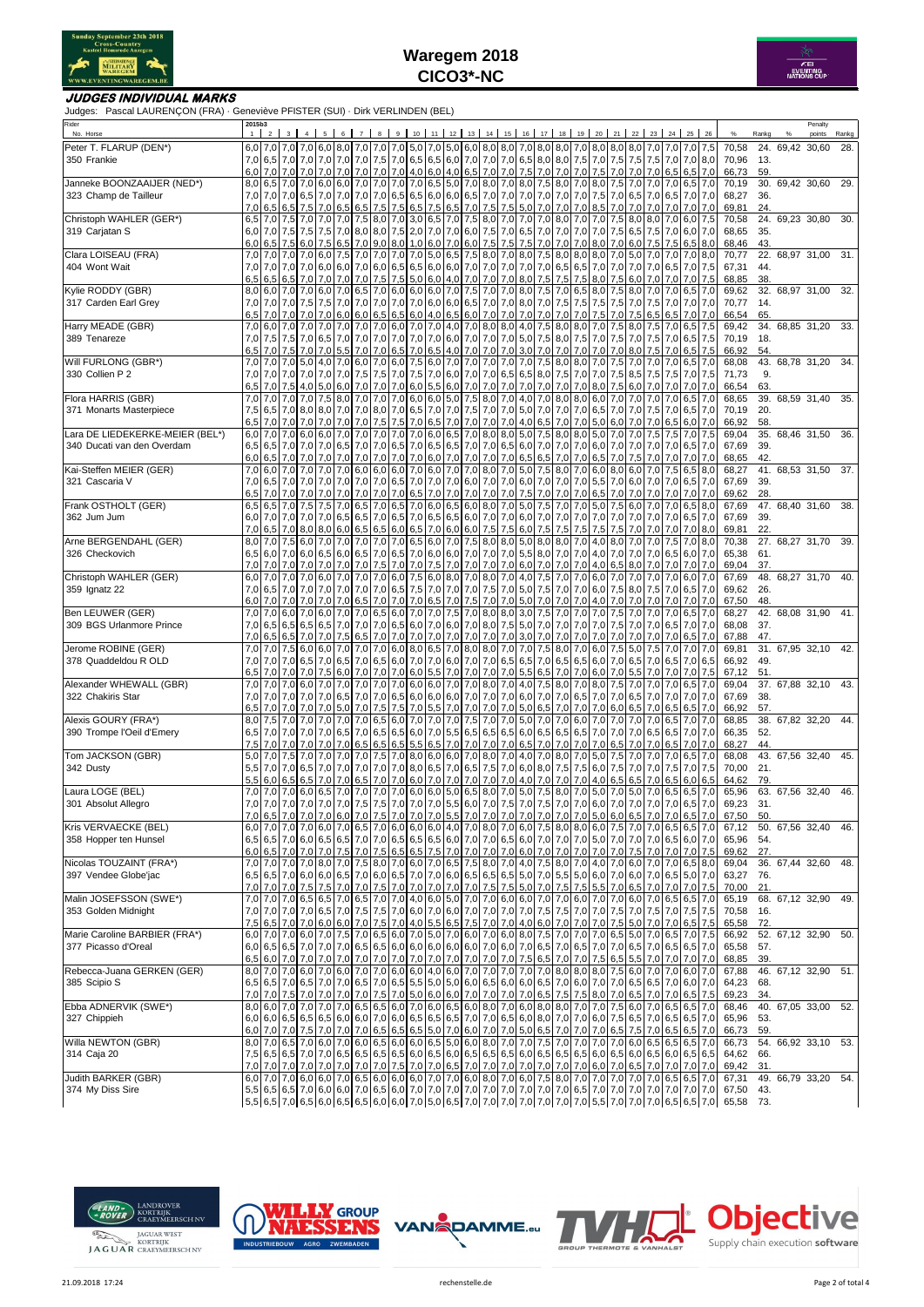# Waregem 2018
## CICO3*-NC

### JUDGES INDIVIDUAL MARKS

Judges: Pascal LAURENÇON (FRA) · Geneviève PFISTER (SUI) · Dirk VERLINDEN (BEL)

| Rider / No. Horse | 2015b3 1 | 2 | 3 | 4 | 5 | 6 | 7 | 8 | 9 | 10 | 11 | 12 | 13 | 14 | 15 | 16 | 17 | 18 | 19 | 20 | 21 | 22 | 23 | 24 | 25 | 26 | % | Rankg | % | Penalty points | Rankg |
|---|---|---|---|---|---|---|---|---|---|---|---|---|---|---|---|---|---|---|---|---|---|---|---|---|---|---|---|---|---|---|---|
| Peter T. FLARUP (DEN*) | 6,0 | 7,0 | 7,0 | 7,0 | 6,0 | 8,0 | 7,0 | 7,0 | 7,0 | 5,0 | 7,0 | 5,0 | 6,0 | 8,0 | 8,0 | 7,0 | 8,0 | 8,0 | 7,0 | 8,0 | 8,0 | 8,0 | 7,0 | 7,0 | 7,0 | 7,5 | 70,58 | 24. | 69,42 | 30,60 | 28. |
| 350 Frankie | 7,0 | 6,5 | 7,0 | 7,0 | 7,0 | 7,0 | 7,0 | 7,5 | 7,0 | 7,0 | 6,5 | 6,5 | 6,0 | 7,0 | 7,0 | 6,5 | 8,0 | 8,0 | 7,5 | 7,0 | 7,5 | 7,5 | 7,5 | 7,0 | 7,0 | 8,0 | 70,96 | 13. | | | |
| | 6,0 | 7,0 | 7,0 | 7,0 | 7,0 | 7,0 | 7,0 | 7,0 | 7,0 | 4,0 | 6,0 | 4,0 | 6,5 | 7,0 | 7,5 | 7,0 | 7,0 | 7,0 | 7,0 | 7,5 | 7,0 | 7,0 | 7,0 | 6,5 | 6,5 | 7,0 | 66,73 | 59. | | | |
| Janneke BOONZAAIJER (NED*) | 8,0 | 6,5 | 7,0 | 7,0 | 6,0 | 6,0 | 7,0 | 7,0 | 7,0 | 7,0 | 6,5 | 5,0 | 7,0 | 8,0 | 7,0 | 8,0 | 7,5 | 8,0 | 7,0 | 8,0 | 7,5 | 7,0 | 7,0 | 7,0 | 6,5 | 7,0 | 70,19 | 30. | 69,42 | 30,60 | 29. |
| 323 Champ de Tailleur | 7,0 | 7,0 | 7,0 | 6,5 | 7,0 | 7,0 | 7,0 | 7,0 | 6,5 | 6,5 | 6,0 | 6,0 | 6,5 | 7,0 | 7,0 | 7,0 | 7,0 | 7,0 | 7,0 | 7,5 | 7,0 | 6,5 | 7,0 | 6,5 | 7,0 | 7,0 | 68,27 | 36. | | | |
| | 7,0 | 6,5 | 6,5 | 7,5 | 7,0 | 6,5 | 6,5 | 7,5 | 7,5 | 6,5 | 7,5 | 6,5 | 7,0 | 7,5 | 7,5 | 5,0 | 7,0 | 7,0 | 7,0 | 8,5 | 7,0 | 7,0 | 7,0 | 7,0 | 7,0 | 7,0 | 69,81 | 24. | | | |
| Christoph WAHLER (GER*) | 6,5 | 7,0 | 7,5 | 7,0 | 7,0 | 7,0 | 7,5 | 8,0 | 7,0 | 3,0 | 6,5 | 7,0 | 7,5 | 8,0 | 7,0 | 7,0 | 7,0 | 8,0 | 7,0 | 7,0 | 7,5 | 8,0 | 8,0 | 7,0 | 6,0 | 7,5 | 70,58 | 24. | 69,23 | 30,80 | 30. |
| 319 Carjatan S | 6,0 | 7,0 | 7,5 | 7,5 | 7,5 | 7,0 | 8,0 | 8,0 | 7,5 | 2,0 | 7,0 | 7,0 | 6,0 | 7,5 | 7,0 | 6,5 | 7,0 | 7,0 | 7,0 | 7,0 | 7,5 | 6,5 | 7,5 | 7,0 | 6,0 | 7,0 | 68,65 | 35. | | | |
| | 6,0 | 6,5 | 7,5 | 6,0 | 7,5 | 6,5 | 7,0 | 9,0 | 8,0 | 1,0 | 6,0 | 7,0 | 6,0 | 7,5 | 7,5 | 7,5 | 7,0 | 7,0 | 7,0 | 8,0 | 7,0 | 6,0 | 7,5 | 7,5 | 6,5 | 8,0 | 68,46 | 43. | | | |
| Clara LOISEAU (FRA) | 7,0 | 7,0 | 7,0 | 7,0 | 6,0 | 7,5 | 7,0 | 7,0 | 7,0 | 7,0 | 5,0 | 6,5 | 7,5 | 8,0 | 7,0 | 8,0 | 7,5 | 8,0 | 8,0 | 8,0 | 7,0 | 5,0 | 7,0 | 7,0 | 7,0 | 8,0 | 70,77 | 22. | 68,97 | 31,00 | 31. |
| 404 Wont Wait | 7,0 | 7,0 | 7,0 | 7,0 | 6,0 | 6,0 | 7,0 | 6,0 | 6,5 | 6,5 | 6,0 | 6,0 | 7,0 | 7,0 | 7,0 | 7,0 | 7,0 | 6,5 | 6,5 | 7,0 | 7,0 | 7,0 | 7,0 | 6,5 | 7,0 | 7,5 | 67,31 | 44. | | | |
| | 6,5 | 6,5 | 7,0 | 7,0 | 7,0 | 7,0 | 7,0 | 7,5 | 7,5 | 5,0 | 6,0 | 4,0 | 7,0 | 7,0 | 7,0 | 8,0 | 7,5 | 7,5 | 7,5 | 8,0 | 7,5 | 6,0 | 7,0 | 7,0 | 7,0 | 7,5 | 68,85 | 38. | | | |
| Kylie RODDY (GBR) | 8,0 | 6,0 | 7,0 | 7,0 | 6,0 | 7,0 | 6,5 | 7,0 | 6,0 | 6,0 | 6,0 | 7,0 | 7,5 | 7,0 | 7,0 | 8,0 | 7,5 | 7,0 | 6,5 | 8,0 | 7,5 | 8,0 | 7,0 | 7,0 | 6,5 | 7,0 | 69,62 | 32. | 68,97 | 31,00 | 32. |
| 317 Carden Earl Grey | 7,0 | 7,0 | 7,0 | 7,5 | 7,5 | 7,0 | 7,0 | 7,0 | 7,0 | 7,0 | 6,0 | 6,0 | 6,5 | 7,0 | 8,0 | 7,0 | 7,5 | 7,5 | 7,5 | 7,5 | 7,5 | 7,0 | 7,5 | 7,0 | 7,0 | 7,0 | 70,77 | 14. | | | |
| | 6,5 | 7,0 | 7,0 | 7,0 | 7,0 | 6,0 | 6,0 | 6,5 | 6,5 | 6,0 | 4,0 | 6,5 | 6,0 | 7,0 | 7,0 | 7,0 | 7,0 | 7,0 | 7,0 | 7,5 | 7,0 | 7,5 | 6,5 | 6,5 | 7,0 | 7,0 | 66,54 | 65. | | | |
| Harry MEADE (GBR) | 7,0 | 6,0 | 7,0 | 7,0 | 7,0 | 7,0 | 7,0 | 7,0 | 6,0 | 7,0 | 4,0 | 7,0 | 8,0 | 8,0 | 4,0 | 7,5 | 8,0 | 8,0 | 7,0 | 7,5 | 8,0 | 7,5 | 7,0 | 7,0 | 6,5 | 7,5 | 69,42 | 34. | 68,85 | 31,20 | 33. |
| 389 Tenareze | 7,0 | 7,5 | 7,5 | 7,0 | 6,5 | 7,0 | 7,0 | 7,0 | 7,0 | 7,0 | 6,0 | 7,0 | 7,0 | 7,0 | 5,0 | 7,5 | 8,0 | 7,5 | 7,0 | 7,5 | 7,0 | 7,5 | 7,5 | 7,0 | 6,5 | 7,5 | 70,19 | 18. | | | |
| | 6,5 | 7,0 | 7,5 | 7,0 | 7,0 | 5,5 | 7,0 | 7,0 | 6,5 | 7,0 | 6,5 | 4,0 | 7,0 | 7,0 | 7,0 | 3,0 | 7,0 | 7,0 | 7,0 | 7,0 | 8,0 | 7,5 | 7,0 | 7,0 | 6,5 | 7,5 | 66,92 | 54. | | | |
| Will FURLONG (GBR*) | 7,0 | 7,0 | 7,0 | 5,0 | 4,0 | 7,0 | 6,0 | 7,0 | 6,0 | 7,5 | 6,0 | 7,0 | 7,0 | 7,0 | 7,0 | 7,0 | 7,5 | 8,0 | 8,0 | 7,0 | 7,5 | 7,0 | 7,0 | 7,0 | 6,5 | 7,0 | 68,08 | 43. | 68,78 | 31,20 | 34. |
| 330 Collien P 2 | 7,0 | 7,0 | 7,0 | 7,0 | 7,0 | 7,5 | 7,5 | 7,5 | 7,0 | 7,5 | 7,0 | 6,0 | 7,0 | 7,0 | 6,5 | 6,5 | 8,0 | 7,5 | 7,0 | 7,0 | 7,5 | 8,5 | 7,5 | 7,5 | 7,0 | 7,5 | 71,73 | 9. | | | |
| | 6,5 | 7,0 | 7,5 | 4,0 | 5,0 | 6,0 | 7,0 | 7,0 | 7,0 | 6,0 | 5,5 | 6,0 | 7,0 | 7,0 | 7,0 | 7,0 | 7,0 | 7,0 | 7,0 | 8,0 | 7,5 | 6,0 | 7,0 | 7,0 | 7,0 | 7,0 | 66,54 | 63. | | | |
| Flora HARRIS (GBR) | 7,0 | 7,0 | 7,0 | 7,0 | 7,5 | 8,0 | 7,0 | 7,0 | 7,0 | 6,0 | 6,0 | 5,0 | 7,5 | 8,0 | 7,0 | 4,0 | 7,0 | 8,0 | 8,0 | 6,0 | 7,0 | 7,0 | 7,0 | 7,0 | 6,5 | 7,0 | 68,65 | 39. | 68,59 | 31,40 | 35. |
| 371 Monarts Masterpiece | 7,5 | 6,5 | 7,0 | 8,0 | 8,0 | 7,0 | 7,0 | 8,0 | 7,0 | 6,5 | 7,0 | 7,0 | 7,5 | 7,0 | 7,0 | 5,0 | 7,0 | 7,0 | 7,0 | 6,5 | 7,0 | 7,0 | 7,5 | 7,0 | 6,5 | 7,0 | 70,19 | 20. | | | |
| | 6,5 | 7,0 | 7,0 | 7,0 | 7,0 | 7,0 | 7,0 | 7,5 | 7,5 | 7,0 | 6,5 | 7,0 | 7,0 | 7,0 | 7,0 | 4,0 | 6,5 | 7,0 | 7,0 | 5,0 | 6,0 | 7,0 | 7,0 | 6,5 | 6,0 | 7,0 | 66,92 | 58. | | | |
| Lara DE LIEDEKERKE-MEIER (BEL*) | 6,0 | 7,0 | 7,0 | 6,0 | 6,0 | 7,0 | 7,0 | 7,0 | 7,0 | 7,0 | 6,0 | 6,5 | 7,0 | 8,0 | 8,0 | 5,0 | 7,5 | 8,0 | 8,0 | 5,0 | 7,0 | 7,0 | 7,5 | 7,5 | 7,0 | 7,5 | 69,04 | 35. | 68,46 | 31,50 | 36. |
| 340 Ducati van den Overdam | 6,5 | 6,5 | 7,0 | 7,0 | 7,0 | 6,5 | 7,0 | 7,0 | 6,5 | 7,0 | 6,5 | 6,5 | 7,0 | 7,0 | 6,5 | 6,0 | 7,0 | 7,0 | 7,0 | 6,0 | 7,0 | 7,0 | 7,0 | 7,0 | 6,5 | 7,0 | 67,69 | 39. | | | |
| | 6,0 | 6,5 | 7,0 | 7,0 | 7,0 | 7,0 | 7,0 | 7,0 | 7,0 | 7,0 | 6,0 | 7,0 | 7,0 | 7,0 | 7,0 | 6,5 | 6,5 | 7,0 | 7,0 | 6,5 | 7,0 | 7,5 | 7,0 | 7,0 | 7,0 | 7,0 | 68,65 | 42. | | | |
| Kai-Steffen MEIER (GER) | 7,0 | 6,0 | 7,0 | 7,0 | 7,0 | 7,0 | 6,0 | 6,0 | 6,0 | 7,0 | 6,0 | 7,0 | 7,0 | 8,0 | 7,0 | 5,0 | 7,5 | 8,0 | 7,0 | 6,0 | 8,0 | 6,0 | 7,0 | 7,5 | 6,5 | 8,0 | 68,27 | 41. | 68,53 | 31,50 | 37. |
| 321 Cascaria V | 7,0 | 6,5 | 7,0 | 7,0 | 7,0 | 7,0 | 7,0 | 7,0 | 6,5 | 7,0 | 7,0 | 7,0 | 6,0 | 7,0 | 7,0 | 6,0 | 7,0 | 7,0 | 7,0 | 5,5 | 7,0 | 6,0 | 7,0 | 7,0 | 6,5 | 7,0 | 67,69 | 39. | | | |
| | 6,5 | 7,0 | 7,0 | 7,0 | 7,0 | 7,0 | 7,0 | 7,0 | 7,0 | 6,5 | 7,0 | 7,0 | 7,0 | 7,0 | 7,0 | 7,5 | 7,0 | 7,0 | 6,5 | 7,0 | 7,0 | 7,0 | 7,0 | 7,0 | 7,0 | 7,0 | 69,62 | 28. | | | |
| Frank OSTHOLT (GER) | 6,5 | 6,5 | 7,0 | 7,5 | 7,5 | 7,0 | 6,5 | 7,0 | 6,5 | 7,0 | 6,0 | 6,5 | 6,0 | 8,0 | 7,0 | 5,0 | 7,5 | 7,0 | 7,0 | 5,0 | 7,5 | 6,0 | 7,0 | 7,0 | 6,5 | 8,0 | 67,69 | 47. | 68,40 | 31,60 | 38. |
| 362 Jum Jum | 6,0 | 7,0 | 7,0 | 7,0 | 6,5 | 6,5 | 7,0 | 6,5 | 7,0 | 6,5 | 6,5 | 6,0 | 7,0 | 7,0 | 6,0 | 7,0 | 7,0 | 7,0 | 7,0 | 7,0 | 7,0 | 7,0 | 7,0 | 7,0 | 6,5 | 7,0 | 67,69 | 39. | | | |
| | 7,0 | 6,5 | 7,0 | 8,0 | 8,0 | 6,0 | 6,5 | 6,5 | 6,0 | 6,5 | 7,0 | 6,0 | 6,0 | 7,5 | 7,5 | 6,0 | 7,5 | 7,5 | 7,5 | 7,5 | 7,5 | 7,0 | 7,0 | 7,0 | 7,0 | 8,0 | 69,81 | 22. | | | |
| Arne BERGENDAHL (GER) | 8,0 | 7,0 | 7,5 | 6,0 | 7,0 | 7,0 | 7,0 | 7,0 | 7,0 | 6,5 | 6,0 | 7,0 | 7,5 | 8,0 | 8,0 | 5,0 | 8,0 | 8,0 | 7,0 | 4,0 | 8,0 | 7,0 | 7,0 | 7,5 | 7,0 | 8,0 | 70,38 | 27. | 68,27 | 31,70 | 39. |
| 326 Checkovich | 6,5 | 6,0 | 7,0 | 6,0 | 6,5 | 6,0 | 6,5 | 7,0 | 6,5 | 7,0 | 6,0 | 6,0 | 7,0 | 7,0 | 7,0 | 5,5 | 8,0 | 7,0 | 7,0 | 4,0 | 7,0 | 7,0 | 7,0 | 6,5 | 6,0 | 7,0 | 65,38 | 61. | | | |
| | 7,0 | 7,0 | 7,0 | 7,0 | 7,0 | 7,0 | 7,0 | 7,5 | 7,0 | 7,0 | 7,5 | 7,0 | 7,0 | 7,0 | 7,0 | 6,0 | 7,0 | 7,0 | 7,0 | 4,0 | 6,5 | 8,0 | 7,0 | 7,0 | 7,0 | 7,0 | 69,04 | 37. | | | |
| Christoph WAHLER (GER) | 6,0 | 7,0 | 7,0 | 7,0 | 6,0 | 7,0 | 7,0 | 7,0 | 6,0 | 7,5 | 6,0 | 8,0 | 7,0 | 8,0 | 7,0 | 4,0 | 7,5 | 7,0 | 7,0 | 6,0 | 7,0 | 7,0 | 7,0 | 7,0 | 6,0 | 7,0 | 67,69 | 48. | 68,27 | 31,70 | 40. |
| 359 Ignatz 22 | 7,0 | 6,5 | 7,0 | 7,0 | 7,0 | 7,0 | 7,0 | 7,0 | 6,5 | 7,5 | 7,0 | 7,0 | 7,0 | 7,5 | 7,0 | 5,0 | 7,5 | 7,0 | 7,0 | 6,0 | 7,5 | 8,0 | 7,5 | 7,0 | 6,5 | 7,0 | 69,62 | 26. | | | |
| | 6,0 | 7,0 | 7,0 | 7,0 | 7,0 | 7,0 | 6,5 | 7,0 | 7,0 | 6,5 | 7,5 | 7,5 | 7,0 | 7,0 | 7,0 | 5,0 | 7,0 | 7,0 | 7,0 | 4,0 | 7,0 | 7,0 | 7,0 | 7,0 | 7,0 | 7,0 | 67,50 | 48. | | | |
| Ben LEUWER (GER) | 7,0 | 7,0 | 6,0 | 7,0 | 6,0 | 7,0 | 7,0 | 6,5 | 6,0 | 7,0 | 7,0 | 7,5 | 7,0 | 8,0 | 8,0 | 3,0 | 7,5 | 7,0 | 7,0 | 7,0 | 7,5 | 7,0 | 7,0 | 7,0 | 6,5 | 7,0 | 68,27 | 42. | 68,08 | 31,90 | 41. |
| 309 BGS Urlanmore Prince | 7,0 | 6,5 | 6,5 | 6,5 | 6,5 | 7,0 | 7,0 | 7,0 | 6,5 | 6,0 | 7,0 | 6,0 | 7,0 | 8,0 | 7,5 | 5,0 | 7,0 | 7,0 | 7,0 | 7,0 | 7,5 | 7,0 | 7,0 | 6,5 | 7,0 | 7,0 | 68,08 | 37. | | | |
| | 7,0 | 6,5 | 6,5 | 7,0 | 7,0 | 7,5 | 6,5 | 7,0 | 7,0 | 7,0 | 7,0 | 7,0 | 7,0 | 7,0 | 7,0 | 3,0 | 7,0 | 7,0 | 7,0 | 7,0 | 7,0 | 7,0 | 7,0 | 7,0 | 6,5 | 7,0 | 67,88 | 47. | | | |
| Jerome ROBINE (GER) | 7,0 | 7,0 | 7,5 | 6,0 | 6,0 | 7,0 | 7,0 | 7,0 | 6,0 | 8,0 | 6,5 | 7,0 | 8,0 | 8,0 | 7,0 | 7,0 | 7,5 | 8,0 | 7,0 | 6,0 | 7,5 | 5,0 | 7,5 | 7,0 | 7,0 | 7,0 | 69,81 | 31. | 67,95 | 32,10 | 42. |
| 378 Quaddeldou R OLD | 7,0 | 7,0 | 7,0 | 6,5 | 7,0 | 6,5 | 7,0 | 6,5 | 6,0 | 7,0 | 7,0 | 6,0 | 7,0 | 7,0 | 6,5 | 6,5 | 7,0 | 6,5 | 6,5 | 6,0 | 7,0 | 6,5 | 7,0 | 6,5 | 7,0 | 6,5 | 66,92 | 49. | | | |
| | 6,5 | 7,0 | 7,0 | 7,0 | 7,5 | 6,0 | 7,0 | 7,0 | 7,0 | 6,0 | 5,5 | 7,0 | 7,0 | 7,0 | 7,0 | 5,5 | 6,5 | 7,0 | 7,0 | 6,0 | 7,0 | 5,5 | 7,0 | 7,0 | 7,0 | 7,0 | 67,12 | 51. | | | |
| Alexander WHEWALL (GBR) | 7,0 | 7,0 | 7,0 | 6,0 | 7,0 | 7,0 | 7,0 | 7,0 | 7,0 | 6,0 | 6,0 | 7,0 | 7,0 | 8,0 | 7,0 | 4,0 | 7,5 | 8,0 | 7,0 | 8,0 | 7,5 | 7,0 | 7,0 | 7,0 | 6,5 | 7,0 | 69,04 | 37. | 67,88 | 32,10 | 43. |
| 322 Chakiris Star | 7,0 | 7,0 | 7,0 | 7,0 | 7,0 | 6,5 | 7,0 | 7,0 | 6,5 | 6,0 | 6,0 | 6,0 | 7,0 | 7,0 | 6,0 | 7,0 | 7,0 | 6,5 | 7,0 | 7,0 | 6,5 | 7,0 | 7,0 | 7,0 | 7,0 | 7,0 | 67,69 | 38. | | | |
| | 6,5 | 7,0 | 7,0 | 7,0 | 7,0 | 5,0 | 7,0 | 7,5 | 7,5 | 7,0 | 5,5 | 7,0 | 7,0 | 7,0 | 5,0 | 6,5 | 7,0 | 7,0 | 6,0 | 6,0 | 6,5 | 7,0 | 6,5 | 6,5 | 7,0 | 7,0 | 66,92 | 57. | | | |
| Alexis GOURY (FRA*) | 8,0 | 7,5 | 7,0 | 7,0 | 7,0 | 7,0 | 7,0 | 6,5 | 6,0 | 7,0 | 7,0 | 7,0 | 7,5 | 7,5 | 7,0 | 5,0 | 7,0 | 7,0 | 7,0 | 6,0 | 7,0 | 7,0 | 7,0 | 6,5 | 7,0 | 7,0 | 68,85 | 38. | 67,82 | 32,20 | 44. |
| 390 Trompe l'Oeil d'Emery | 6,5 | 7,0 | 7,0 | 7,0 | 7,0 | 7,0 | 6,5 | 7,0 | 6,5 | 6,0 | 7,0 | 5,5 | 6,5 | 6,5 | 6,5 | 6,0 | 6,5 | 6,5 | 6,5 | 7,0 | 7,0 | 6,5 | 6,5 | 7,0 | 7,0 | 7,0 | 66,35 | 52. | | | |
| | 7,5 | 7,0 | 7,0 | 7,0 | 7,0 | 7,0 | 6,5 | 6,5 | 6,5 | 5,5 | 6,5 | 7,0 | 7,0 | 7,0 | 6,5 | 7,0 | 7,0 | 7,0 | 7,0 | 6,5 | 7,0 | 7,0 | 6,5 | 7,0 | 7,0 | 7,0 | 68,27 | 44. | | | |
| Tom JACKSON (GBR) | 5,0 | 7,0 | 7,5 | 7,0 | 7,0 | 7,0 | 7,0 | 7,5 | 7,0 | 8,0 | 6,0 | 6,0 | 7,0 | 8,0 | 7,0 | 4,0 | 7,0 | 8,0 | 7,0 | 5,0 | 7,5 | 7,0 | 7,0 | 7,0 | 6,5 | 7,0 | 68,08 | 43. | 67,56 | 32,40 | 45. |
| 342 Dusty | 5,5 | 7,0 | 7,0 | 6,5 | 7,0 | 7,0 | 7,0 | 7,0 | 7,0 | 8,0 | 6,5 | 7,0 | 6,5 | 7,5 | 7,0 | 6,0 | 8,0 | 7,5 | 7,5 | 6,0 | 7,5 | 7,0 | 7,0 | 7,5 | 7,0 | 7,5 | 70,00 | 21. | | | |
| | 5,5 | 6,0 | 6,5 | 6,5 | 7,0 | 7,0 | 6,5 | 7,0 | 7,0 | 6,0 | 7,0 | 7,0 | 7,0 | 7,0 | 7,0 | 4,0 | 7,0 | 7,0 | 7,0 | 4,0 | 6,5 | 6,5 | 7,0 | 6,5 | 6,0 | 6,5 | 64,62 | 79. | | | |
| Laura LOGE (BEL) | 7,0 | 7,0 | 7,0 | 6,0 | 6,5 | 7,0 | 7,0 | 7,0 | 7,0 | 6,0 | 6,0 | 5,0 | 6,5 | 8,0 | 7,0 | 5,0 | 7,5 | 8,0 | 7,0 | 5,0 | 7,5 | 7,0 | 5,0 | 7,0 | 6,5 | 7,0 | 65,96 | 63. | 67,56 | 32,40 | 46. |
| 301 Absolut Allegro | 7,0 | 7,0 | 7,0 | 7,0 | 7,0 | 7,0 | 7,5 | 7,5 | 7,0 | 7,0 | 7,0 | 5,5 | 6,0 | 7,0 | 7,5 | 7,0 | 7,5 | 7,0 | 7,0 | 6,0 | 7,0 | 7,0 | 7,0 | 7,0 | 6,5 | 7,0 | 69,23 | 31. | | | |
| | 7,0 | 6,5 | 7,0 | 7,0 | 6,0 | 7,0 | 7,5 | 7,0 | 7,0 | 7,0 | 7,0 | 5,5 | 7,0 | 7,0 | 7,0 | 7,0 | 7,0 | 7,0 | 7,0 | 5,0 | 6,0 | 6,5 | 7,0 | 7,0 | 6,5 | 7,0 | 67,50 | 50. | | | |
| Kris VERVAECKE (BEL) | 6,0 | 7,0 | 7,0 | 7,0 | 6,0 | 7,0 | 6,5 | 7,0 | 6,0 | 6,0 | 6,0 | 4,0 | 7,0 | 8,0 | 7,0 | 6,0 | 7,5 | 8,0 | 8,0 | 6,0 | 7,5 | 7,0 | 7,0 | 6,5 | 6,5 | 7,0 | 67,12 | 50. | 67,56 | 32,40 | 46. |
| 358 Hopper ten Hunsel | 6,5 | 6,5 | 7,0 | 6,0 | 6,5 | 6,5 | 7,0 | 7,0 | 6,5 | 6,5 | 6,5 | 6,0 | 7,0 | 7,0 | 6,5 | 6,0 | 7,0 | 7,0 | 7,0 | 5,0 | 7,0 | 7,0 | 7,0 | 6,5 | 6,0 | 7,0 | 65,96 | 54. | | | |
| | 6,0 | 6,5 | 7,0 | 7,0 | 7,0 | 7,5 | 7,0 | 7,5 | 6,5 | 6,5 | 7,5 | 7,0 | 7,0 | 7,0 | 7,0 | 6,0 | 7,0 | 7,0 | 7,0 | 7,0 | 7,0 | 7,5 | 7,0 | 7,0 | 7,0 | 7,5 | 69,62 | 27. | | | |
| Nicolas TOUZAINT (FRA*) | 7,0 | 7,0 | 7,0 | 7,0 | 8,0 | 7,0 | 7,5 | 8,0 | 7,0 | 6,0 | 7,0 | 6,5 | 7,5 | 8,0 | 7,0 | 4,0 | 7,5 | 8,0 | 7,0 | 4,0 | 7,0 | 6,0 | 7,0 | 7,0 | 6,5 | 8,0 | 69,04 | 36. | 67,44 | 32,60 | 48. |
| 397 Vendee Globe'jac | 6,5 | 6,5 | 7,0 | 6,0 | 6,0 | 6,5 | 7,0 | 6,0 | 6,5 | 7,0 | 7,0 | 6,0 | 6,5 | 6,5 | 6,5 | 5,0 | 7,0 | 5,5 | 5,0 | 6,0 | 7,0 | 6,0 | 7,0 | 6,5 | 5,0 | 7,0 | 63,27 | 76. | | | |
| | 7,0 | 7,0 | 7,0 | 7,5 | 7,5 | 7,0 | 7,5 | 7,0 | 7,0 | 7,0 | 7,0 | 7,0 | 7,5 | 7,5 | 7,5 | 5,0 | 7,0 | 7,5 | 7,5 | 5,5 | 7,0 | 6,5 | 7,0 | 7,0 | 7,0 | 7,0 | 70,00 | 21. | | | |
| Malin JOSEFSSON (SWE*) | 7,0 | 7,0 | 7,0 | 6,5 | 6,5 | 7,0 | 6,5 | 7,0 | 7,0 | 4,0 | 6,0 | 5,0 | 7,0 | 7,0 | 6,0 | 6,0 | 7,0 | 7,0 | 6,0 | 7,0 | 7,0 | 6,0 | 7,0 | 6,5 | 6,5 | 7,0 | 65,19 | 68. | 67,12 | 32,90 | 49. |
| 353 Golden Midnight | 7,0 | 7,0 | 7,0 | 7,0 | 6,5 | 7,0 | 7,5 | 7,5 | 7,0 | 6,0 | 7,0 | 6,0 | 7,0 | 7,0 | 7,0 | 7,0 | 7,5 | 7,5 | 7,0 | 7,0 | 7,5 | 7,0 | 7,5 | 7,0 | 7,5 | 7,5 | 70,58 | 16. | | | |
| | 7,5 | 6,5 | 7,0 | 7,0 | 6,0 | 6,0 | 7,0 | 7,5 | 7,0 | 4,0 | 5,5 | 6,5 | 7,5 | 7,0 | 7,0 | 4,0 | 6,0 | 7,0 | 7,0 | 7,0 | 7,5 | 5,0 | 7,0 | 7,0 | 6,5 | 7,5 | 65,58 | 72. | | | |
| Marie Caroline BARBIER (FRA*) | 6,0 | 7,0 | 7,0 | 6,0 | 7,0 | 7,5 | 7,0 | 6,5 | 6,0 | 7,0 | 5,0 | 7,0 | 6,0 | 7,0 | 6,0 | 8,0 | 7,5 | 7,0 | 7,0 | 7,0 | 6,5 | 5,0 | 7,0 | 6,5 | 7,0 | 7,5 | 66,92 | 52. | 67,12 | 32,90 | 50. |
| 377 Picasso d'Oreal | 6,0 | 6,5 | 6,5 | 7,0 | 7,0 | 7,0 | 6,5 | 6,5 | 6,0 | 6,0 | 6,0 | 6,0 | 6,0 | 7,0 | 6,0 | 7,0 | 6,5 | 7,0 | 6,5 | 7,0 | 7,0 | 6,5 | 7,0 | 6,5 | 6,5 | 7,0 | 65,58 | 57. | | | |
| | 6,5 | 6,0 | 7,0 | 7,0 | 7,0 | 7,0 | 7,0 | 7,0 | 7,0 | 7,0 | 7,0 | 7,0 | 7,0 | 7,0 | 7,5 | 6,5 | 7,0 | 7,0 | 7,5 | 5,5 | 7,0 | 7,0 | 7,5 | 7,0 | 7,0 | 7,0 | 68,85 | 39. | | | |
| Rebecca-Juana GERKEN (GER) | 8,0 | 7,0 | 7,0 | 6,0 | 7,0 | 6,0 | 7,0 | 7,0 | 6,0 | 6,0 | 4,0 | 6,0 | 7,0 | 7,0 | 7,0 | 7,0 | 7,0 | 8,0 | 8,0 | 8,0 | 7,5 | 6,0 | 7,0 | 7,0 | 6,0 | 7,0 | 67,88 | 46. | 67,12 | 32,90 | 51. |
| 385 Scipio S | 6,5 | 6,5 | 7,0 | 6,5 | 7,0 | 7,0 | 6,5 | 7,0 | 6,5 | 5,5 | 5,0 | 5,0 | 6,0 | 6,5 | 6,0 | 6,0 | 6,5 | 7,0 | 6,0 | 7,0 | 7,0 | 6,5 | 6,5 | 7,0 | 6,0 | 7,0 | 64,23 | 68. | | | |
| | 7,0 | 7,0 | 7,5 | 7,0 | 7,0 | 7,0 | 7,0 | 7,5 | 7,0 | 5,0 | 6,0 | 6,0 | 7,0 | 7,0 | 7,0 | 6,5 | 7,5 | 7,5 | 8,0 | 7,0 | 8,0 | 6,5 | 7,0 | 7,0 | 6,5 | 7,5 | 69,23 | 34. | | | |
| Ebba ADNERVIK (SWE*) | 8,0 | 6,0 | 7,0 | 7,0 | 7,0 | 7,0 | 6,5 | 6,5 | 7,0 | 6,0 | 6,0 | 6,5 | 6,0 | 8,0 | 7,0 | 6,0 | 8,0 | 8,0 | 7,0 | 7,0 | 7,5 | 6,0 | 7,0 | 7,0 | 6,5 | 7,0 | 68,46 | 40. | 67,05 | 33,00 | 52. |
| 327 Chippieh | 6,0 | 6,0 | 6,5 | 6,5 | 6,5 | 6,0 | 7,0 | 7,0 | 6,0 | 6,5 | 6,5 | 7,0 | 7,0 | 6,5 | 6,0 | 8,0 | 7,0 | 7,0 | 6,0 | 7,5 | 6,5 | 7,0 | 6,5 | 6,5 | 7,0 | 7,0 | 65,96 | 53. | | | |
| | 6,0 | 7,0 | 7,0 | 7,5 | 7,0 | 7,0 | 7,0 | 6,5 | 6,5 | 5,0 | 7,0 | 6,0 | 7,0 | 7,0 | 5,0 | 6,5 | 7,0 | 7,0 | 6,5 | 7,5 | 7,0 | 6,5 | 6,5 | 7,0 | 6,5 | 7,0 | 66,73 | 59. | | | |
| Willa NEWTON (GBR) | 8,0 | 7,0 | 6,5 | 7,0 | 6,0 | 7,0 | 6,0 | 6,5 | 6,0 | 6,0 | 6,5 | 5,0 | 6,0 | 8,0 | 7,0 | 7,5 | 7,5 | 7,0 | 7,0 | 7,0 | 7,0 | 6,0 | 6,5 | 6,5 | 6,5 | 7,0 | 66,73 | 54. | 66,92 | 33,10 | 53. |
| 314 Caja 20 | 7,5 | 6,5 | 6,5 | 7,0 | 7,0 | 6,5 | 6,5 | 6,5 | 6,5 | 6,5 | 6,5 | 6,0 | 6,5 | 6,5 | 6,5 | 6,0 | 6,5 | 6,5 | 6,5 | 6,5 | 6,0 | 6,5 | 6,0 | 6,5 | 6,5 | 6,5 | 64,62 | 66. | | | |
| | 7,0 | 7,0 | 7,0 | 7,0 | 7,0 | 7,0 | 7,0 | 7,5 | 7,0 | 7,0 | 6,5 | 7,0 | 7,0 | 7,0 | 7,0 | 7,0 | 7,0 | 7,0 | 7,0 | 6,0 | 7,0 | 6,5 | 7,0 | 7,0 | 7,0 | 7,0 | 69,42 | 31. | | | |
| Judith BARKER (GBR) | 6,0 | 7,0 | 7,0 | 6,0 | 6,0 | 7,0 | 6,5 | 6,0 | 6,0 | 6,0 | 7,0 | 7,0 | 6,0 | 8,0 | 7,0 | 6,0 | 7,5 | 8,0 | 7,0 | 7,0 | 7,0 | 7,0 | 7,0 | 6,5 | 6,5 | 7,0 | 67,31 | 49. | 66,79 | 33,20 | 54. |
| 374 My Diss Sire | 5,5 | 6,5 | 6,5 | 7,0 | 6,0 | 6,0 | 7,0 | 6,5 | 6,0 | 7,0 | 7,0 | 7,0 | 7,0 | 7,0 | 7,0 | 7,0 | 7,0 | 7,0 | 6,5 | 7,0 | 7,0 | 7,0 | 7,0 | 7,0 | 7,0 | 7,0 | 67,50 | 43. | | | |
| | 5,5 | 6,5 | 7,0 | 6,5 | 6,0 | 6,5 | 6,5 | 6,0 | 6,0 | 7,0 | 5,0 | 6,5 | 7,0 | 7,0 | 7,0 | 7,0 | 7,0 | 7,0 | 7,0 | 5,5 | 7,0 | 7,0 | 7,0 | 6,5 | 6,5 | 7,0 | 65,58 | 73. | | | |

21.09.2018 17:24 rechenstelle.de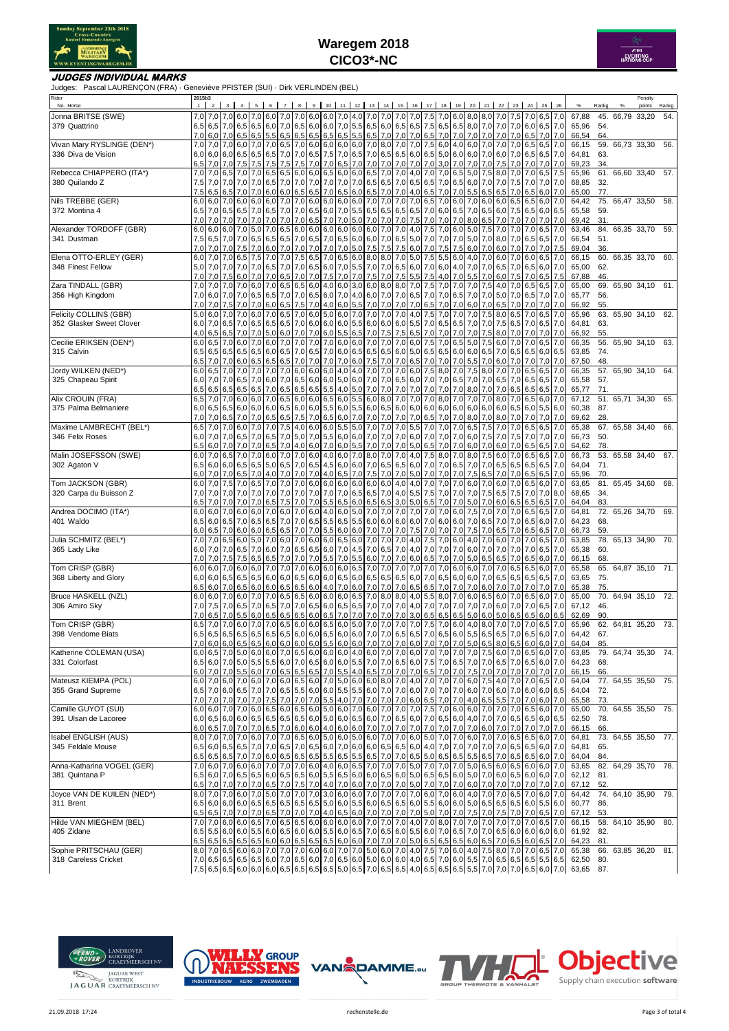# Waregem 2018

## CICO3*-NC

Sunday September 23th 2018 · Cross-Country · Kasteel Hemsrode Anzegem

**JUDGES INDIVIDUAL MARKS**

Judges: Pascal LAURENÇON (FRA) · Geneviève PFISTER (SUI) · Dirk VERLINDEN (BEL)

2015b3

| Rider / No. Horse | 1 | 2 | 3 | 4 | 5 | 6 | 7 | 8 | 9 | 10 | 11 | 12 | 13 | 14 | 15 | 16 | 17 | 18 | 19 | 20 | 21 | 22 | 23 | 24 | 25 | 26 | % | Rankg | % | Penalty points | Rankg |
|---|---|---|---|---|---|---|---|---|---|---|---|---|---|---|---|---|---|---|---|---|---|---|---|---|---|---|---|---|---|---|---|
| Jonna BRITSE (SWE) | 7,0 | 7,0 | 7,0 | 6,0 | 7,0 | 6,0 | 7,0 | 7,0 | 6,0 | 6,0 | 7,0 | 4,0 | 7,0 | 7,0 | 7,0 | 7,0 | 7,5 | 7,0 | 6,0 | 8,0 | 8,0 | 7,0 | 7,5 | 7,0 | 6,5 | 7,0 | 67,88 | 45. | 66,79 | 33,20 | 54. |
| 379 Quattrino | 6,5 | 6,5 | 7,0 | 6,5 | 6,5 | 6,0 | 7,0 | 6,5 | 6,0 | 6,0 | 7,0 | 5,5 | 6,5 | 6,0 | 6,5 | 6,5 | 7,5 | 6,5 | 6,5 | 8,0 | 7,0 | 7,0 | 7,0 | 6,0 | 6,5 | 7,0 | 65,96 | 54. | | | |
| | 7,0 | 6,0 | 7,0 | 6,5 | 5,5 | 5,5 | 6,5 | 6,5 | 6,5 | 6,5 | 6,5 | 5,5 | 6,5 | 7,0 | 7,0 | 7,0 | 6,5 | 7,0 | 7,0 | 7,0 | 7,0 | 7,0 | 7,0 | 6,5 | 7,0 | 7,0 | 66,54 | 64. | | | |
| Vivan Mary RYSLINGE (DEN*) | 7,0 | 7,0 | 7,0 | 6,0 | 7,0 | 7,0 | 6,5 | 7,0 | 6,0 | 6,0 | 6,0 | 6,0 | 7,0 | 8,0 | 7,0 | 7,0 | 7,5 | 6,0 | 4,0 | 6,0 | 7,0 | 7,0 | 7,0 | 6,5 | 6,5 | 7,0 | 66,15 | 59. | 66,73 | 33,30 | 56. |
| 336 Diva de Vision | 6,0 | 6,0 | 6,0 | 6,5 | 6,5 | 6,5 | 7,0 | 7,0 | 6,5 | 7,5 | 7,0 | 6,5 | 7,0 | 6,5 | 6,5 | 6,0 | 6,5 | 5,0 | 6,0 | 6,0 | 7,0 | 6,0 | 7,0 | 6,5 | 6,5 | 7,0 | 64,81 | 63. | | | |
| | 6,5 | 7,0 | 7,0 | 7,5 | 7,5 | 7,5 | 7,5 | 7,5 | 7,0 | 7,0 | 6,5 | 7,0 | 7,0 | 7,0 | 7,0 | 7,0 | 7,0 | 3,0 | 7,0 | 7,0 | 7,0 | 7,5 | 7,0 | 7,0 | 7,0 | 7,0 | 69,23 | 34. | | | |
| Rebecca CHIAPPERO (ITA*) | 7,0 | 7,0 | 6,5 | 7,0 | 7,0 | 6,5 | 6,5 | 6,0 | 6,0 | 6,5 | 6,0 | 6,0 | 6,5 | 7,0 | 7,0 | 4,0 | 7,0 | 7,0 | 6,5 | 5,0 | 7,5 | 8,0 | 7,0 | 7,0 | 6,5 | 7,5 | 65,96 | 61. | 66,60 | 33,40 | 57. |
| 380 Quilando Z | 7,5 | 7,0 | 7,0 | 7,0 | 7,0 | 6,5 | 7,0 | 7,0 | 7,0 | 7,0 | 7,0 | 7,0 | 6,5 | 6,5 | 7,0 | 6,5 | 6,5 | 7,0 | 6,5 | 6,0 | 7,0 | 7,5 | 7,0 | 7,0 | 7,0 | 7,0 | 68,85 | 32. | | | |
| | 7,5 | 6,5 | 6,5 | 7,0 | 7,0 | 6,0 | 6,0 | 6,5 | 6,5 | 7,0 | 6,5 | 6,0 | 6,5 | 7,0 | 7,0 | 4,0 | 6,5 | 7,0 | 7,0 | 5,5 | 6,5 | 6,5 | 7,0 | 6,5 | 6,0 | 7,0 | 65,00 | 77. | | | |
| Nils TREBBE (GER) | 6,0 | 6,0 | 7,0 | 6,0 | 6,0 | 6,0 | 7,0 | 7,0 | 6,0 | 6,0 | 6,0 | 6,0 | 7,0 | 7,0 | 7,0 | 7,0 | 6,5 | 7,0 | 6,0 | 7,0 | 6,0 | 6,0 | 6,5 | 6,5 | 6,0 | 7,0 | 64,42 | 75. | 66,47 | 33,50 | 58. |
| 372 Montina 4 | 6,5 | 7,0 | 6,5 | 6,5 | 7,0 | 6,5 | 7,0 | 7,0 | 6,5 | 6,0 | 7,0 | 5,5 | 6,5 | 6,5 | 6,5 | 6,5 | 7,0 | 6,0 | 6,5 | 7,0 | 6,5 | 6,0 | 7,5 | 6,5 | 6,0 | 6,5 | 65,58 | 59. | | | |
| | 7,0 | 7,0 | 7,0 | 7,0 | 7,0 | 7,0 | 7,0 | 7,0 | 6,5 | 7,0 | 7,0 | 5,0 | 7,0 | 7,0 | 7,0 | 7,5 | 7,0 | 7,0 | 7,0 | 8,0 | 6,5 | 7,0 | 7,0 | 7,0 | 7,0 | 7,0 | 69,42 | 31. | | | |
| Alexander TORDOFF (GBR) | 6,0 | 6,0 | 6,0 | 7,0 | 5,0 | 7,0 | 6,5 | 6,0 | 6,0 | 6,0 | 6,0 | 6,0 | 6,0 | 7,0 | 7,0 | 4,0 | 7,5 | 7,0 | 6,0 | 5,0 | 7,5 | 7,0 | 7,0 | 7,0 | 6,5 | 7,0 | 63,46 | 84. | 66,35 | 33,70 | 59. |
| 341 Dustman | 7,5 | 6,5 | 7,0 | 7,0 | 6,5 | 6,5 | 6,5 | 7,0 | 6,5 | 7,0 | 6,5 | 6,0 | 6,0 | 7,0 | 6,5 | 5,0 | 7,0 | 7,0 | 7,0 | 5,0 | 7,0 | 8,0 | 7,0 | 6,5 | 6,5 | 7,0 | 66,54 | 51. | | | |
| | 7,0 | 7,0 | 7,0 | 7,5 | 7,0 | 6,0 | 7,0 | 7,0 | 7,0 | 7,0 | 7,0 | 5,0 | 7,5 | 7,5 | 7,5 | 6,0 | 7,0 | 7,0 | 7,5 | 6,0 | 7,0 | 6,0 | 7,0 | 7,0 | 7,0 | 7,5 | 69,04 | 36. | | | |
| Elena OTTO-ERLEY (GER) | 6,0 | 7,0 | 7,0 | 6,5 | 7,5 | 7,0 | 7,0 | 7,5 | 6,5 | 7,0 | 6,5 | 6,0 | 8,0 | 8,0 | 7,0 | 5,0 | 7,5 | 5,5 | 6,0 | 4,0 | 7,0 | 6,0 | 7,0 | 6,0 | 6,5 | 7,0 | 66,15 | 60. | 66,35 | 33,70 | 60. |
| 348 Finest Fellow | 5,0 | 7,0 | 7,0 | 7,0 | 7,0 | 6,5 | 7,0 | 7,0 | 6,5 | 6,0 | 7,0 | 5,5 | 7,0 | 7,0 | 6,5 | 6,0 | 7,0 | 6,0 | 4,0 | 7,0 | 7,0 | 6,5 | 7,0 | 6,5 | 6,0 | 7,0 | 65,00 | 62. | | | |
| | 7,0 | 7,0 | 7,5 | 6,0 | 7,0 | 7,0 | 6,5 | 7,0 | 7,0 | 7,5 | 7,0 | 7,0 | 7,5 | 7,5 | 5,5 | 7,5 | 4,0 | 7,0 | 5,5 | 7,0 | 6,0 | 7,5 | 7,0 | 6,5 | 7,0 | 7,5 | 67,88 | 46. | | | |
| Zara TINDALL (GBR) | 7,0 | 7,0 | 7,0 | 7,0 | 6,0 | 7,0 | 6,5 | 6,5 | 6,0 | 4,0 | 6,0 | 3,0 | 6,0 | 8,0 | 8,0 | 7,0 | 7,5 | 7,0 | 7,0 | 7,0 | 7,5 | 4,0 | 7,0 | 6,5 | 6,5 | 7,0 | 65,00 | 69. | 65,90 | 34,10 | 61. |
| 356 High Kingdom | 7,0 | 6,0 | 7,0 | 7,0 | 6,5 | 6,5 | 7,0 | 7,0 | 6,5 | 6,0 | 7,0 | 4,0 | 6,0 | 7,0 | 7,0 | 6,5 | 7,0 | 7,0 | 6,5 | 7,0 | 7,0 | 5,0 | 7,0 | 6,5 | 7,0 | 7,0 | 65,77 | 56. | | | |
| | 7,0 | 7,0 | 7,5 | 7,0 | 7,0 | 6,0 | 6,5 | 7,5 | 7,0 | 4,0 | 6,0 | 5,5 | 7,0 | 7,0 | 7,0 | 7,0 | 6,5 | 7,0 | 7,0 | 6,0 | 7,0 | 6,5 | 7,0 | 7,0 | 7,0 | 7,0 | 66,92 | 55. | | | |
| Felicity COLLINS (GBR) | 5,0 | 6,0 | 7,0 | 7,0 | 6,0 | 7,0 | 6,5 | 7,0 | 6,0 | 5,0 | 6,0 | 7,0 | 7,0 | 7,0 | 7,0 | 4,0 | 7,5 | 7,0 | 7,0 | 7,0 | 7,5 | 8,0 | 6,5 | 7,0 | 6,5 | 7,0 | 65,96 | 63. | 65,90 | 34,10 | 62. |
| 352 Glasker Sweet Clover | 6,0 | 7,0 | 6,5 | 7,0 | 6,5 | 6,5 | 6,5 | 7,0 | 6,0 | 6,0 | 6,0 | 5,5 | 6,0 | 6,0 | 6,0 | 5,5 | 7,0 | 6,5 | 6,5 | 7,0 | 7,0 | 7,5 | 6,5 | 7,0 | 6,5 | 7,0 | 64,81 | 63. | | | |
| | 4,0 | 6,5 | 6,5 | 7,0 | 7,0 | 5,0 | 6,0 | 7,0 | 7,0 | 6,0 | 5,5 | 6,5 | 7,5 | 7,5 | 6,5 | 7,0 | 7,0 | 7,0 | 7,0 | 7,5 | 8,0 | 7,0 | 7,0 | 7,0 | 7,0 | 7,0 | 66,92 | 55. | | | |
| Cecilie ERIKSEN (DEN*) | 6,0 | 6,5 | 7,0 | 6,0 | 7,0 | 6,0 | 7,0 | 7,0 | 7,0 | 7,0 | 6,0 | 6,0 | 7,0 | 7,0 | 7,0 | 6,0 | 7,5 | 7,0 | 6,5 | 5,0 | 7,5 | 6,0 | 7,0 | 7,0 | 6,5 | 7,0 | 66,35 | 56. | 65,90 | 34,10 | 63. |
| 315 Calvin | 6,5 | 6,5 | 6,5 | 6,5 | 6,5 | 6,0 | 6,5 | 7,0 | 6,5 | 7,0 | 6,0 | 6,5 | 6,5 | 6,5 | 6,0 | 5,0 | 6,5 | 6,5 | 6,0 | 6,0 | 6,5 | 7,0 | 6,5 | 6,5 | 6,0 | 6,5 | 63,85 | 74. | | | |
| | 6,5 | 7,0 | 7,0 | 6,0 | 6,5 | 6,5 | 6,5 | 7,0 | 7,0 | 7,0 | 7,0 | 6,0 | 7,5 | 7,0 | 7,0 | 6,5 | 7,0 | 7,0 | 7,0 | 5,5 | 7,0 | 6,0 | 7,0 | 7,0 | 7,0 | 7,0 | 67,50 | 48. | | | |
| Jordy WILKEN (NED*) | 6,0 | 6,5 | 7,0 | 7,0 | 7,0 | 7,0 | 7,0 | 6,0 | 6,0 | 6,0 | 4,0 | 4,0 | 7,0 | 7,0 | 7,0 | 6,0 | 7,5 | 8,0 | 7,0 | 7,5 | 8,0 | 7,0 | 7,0 | 6,5 | 6,5 | 7,0 | 66,35 | 57. | 65,90 | 34,10 | 64. |
| 325 Chapeau Spirit | 6,0 | 7,0 | 7,0 | 6,5 | 7,0 | 6,0 | 7,0 | 6,5 | 6,0 | 6,0 | 5,0 | 6,0 | 7,0 | 7,0 | 6,5 | 6,0 | 7,0 | 7,0 | 6,5 | 7,0 | 7,0 | 6,5 | 7,0 | 6,5 | 6,5 | 7,0 | 65,58 | 57. | | | |
| | 6,5 | 6,5 | 6,5 | 6,5 | 6,5 | 7,0 | 6,5 | 6,5 | 6,5 | 6,5 | 5,5 | 4,0 | 5,0 | 7,0 | 7,0 | 7,0 | 7,0 | 7,0 | 7,0 | 8,0 | 7,0 | 7,0 | 6,5 | 6,5 | 6,5 | 7,0 | 65,77 | 71. | | | |
| Alix CROUIN (FRA) | 6,5 | 7,0 | 7,0 | 6,0 | 6,0 | 7,0 | 6,5 | 6,0 | 6,0 | 6,5 | 6,0 | 5,5 | 6,0 | 8,0 | 7,0 | 7,0 | 7,0 | 8,0 | 7,0 | 7,0 | 7,0 | 8,0 | 7,0 | 6,5 | 6,0 | 7,0 | 67,12 | 51. | 65,71 | 34,30 | 65. |
| 375 Palma Belmaniere | 6,0 | 6,5 | 6,5 | 6,0 | 6,0 | 6,0 | 6,5 | 6,0 | 6,0 | 5,5 | 6,0 | 5,5 | 6,0 | 6,5 | 6,0 | 6,0 | 6,0 | 6,0 | 6,0 | 6,0 | 6,0 | 6,0 | 6,5 | 6,0 | 5,5 | 6,0 | 60,38 | 87. | | | |
| | 7,0 | 7,0 | 6,5 | 7,0 | 7,0 | 6,5 | 6,5 | 7,5 | 7,0 | 6,5 | 6,0 | 7,0 | 7,0 | 7,0 | 7,0 | 7,0 | 6,5 | 7,0 | 7,0 | 8,0 | 7,0 | 8,0 | 7,0 | 7,0 | 7,0 | 7,0 | 69,62 | 28. | | | |
| Maxime LAMBRECHT (BEL*) | 6,5 | 7,0 | 7,0 | 6,0 | 7,0 | 7,0 | 7,5 | 4,0 | 6,0 | 6,0 | 5,5 | 5,0 | 7,0 | 7,0 | 7,0 | 5,5 | 7,0 | 7,0 | 7,0 | 6,5 | 7,5 | 7,0 | 7,0 | 6,5 | 6,5 | 7,0 | 65,38 | 67. | 65,58 | 34,40 | 66. |
| 346 Felix Roses | 6,0 | 7,0 | 7,0 | 6,5 | 7,0 | 6,5 | 7,0 | 5,0 | 7,0 | 5,5 | 6,0 | 6,0 | 7,0 | 7,0 | 7,0 | 6,0 | 7,0 | 7,0 | 7,0 | 6,0 | 7,5 | 7,5 | 7,0 | 7,0 | 7,0 | 7,0 | 66,73 | 50. | | | |
| | 6,5 | 6,0 | 7,0 | 7,0 | 7,0 | 6,5 | 7,0 | 4,0 | 6,0 | 7,0 | 6,0 | 5,5 | 7,0 | 7,0 | 7,0 | 5,0 | 6,5 | 7,0 | 7,0 | 6,0 | 7,0 | 6,0 | 7,0 | 6,5 | 6,5 | 7,0 | 64,62 | 78. | | | |
| Malin JOSEFSSON (SWE) | 6,0 | 7,0 | 6,5 | 7,0 | 7,0 | 6,0 | 7,0 | 7,0 | 6,0 | 4,0 | 6,0 | 7,0 | 8,0 | 7,0 | 7,0 | 4,0 | 7,5 | 8,0 | 7,0 | 8,0 | 7,5 | 6,0 | 7,0 | 6,5 | 6,5 | 7,0 | 66,73 | 53. | 65,58 | 34,40 | 67. |
| 302 Agaton V | 6,5 | 6,0 | 6,0 | 6,5 | 6,5 | 5,0 | 6,5 | 7,0 | 6,5 | 4,5 | 6,0 | 6,0 | 7,0 | 6,5 | 6,5 | 6,0 | 7,0 | 7,0 | 6,5 | 7,0 | 7,0 | 6,5 | 6,5 | 6,5 | 6,5 | 7,0 | 64,04 | 71. | | | |
| | 6,0 | 7,0 | 7,0 | 6,5 | 7,0 | 4,0 | 7,0 | 7,0 | 7,0 | 4,0 | 6,5 | 7,0 | 7,5 | 7,0 | 7,0 | 5,0 | 7,0 | 7,0 | 7,0 | 7,5 | 6,5 | 7,0 | 7,0 | 6,5 | 6,5 | 7,0 | 65,96 | 70. | | | |
| Tom JACKSON (GBR) | 6,0 | 7,0 | 7,5 | 7,0 | 6,5 | 7,0 | 7,0 | 7,0 | 6,0 | 6,0 | 6,0 | 6,0 | 6,0 | 6,0 | 4,0 | 4,0 | 7,0 | 7,0 | 6,0 | 7,0 | 6,0 | 7,0 | 6,0 | 7,0 | 6,0 | 7,0 | 63,65 | 81. | 65,45 | 34,60 | 68. |
| 320 Carpa du Buisson Z | 7,0 | 7,0 | 7,0 | 7,0 | 7,0 | 7,0 | 7,0 | 7,0 | 7,0 | 7,0 | 7,0 | 6,5 | 6,5 | 7,0 | 4,0 | 5,5 | 7,5 | 7,0 | 7,0 | 7,0 | 7,5 | 6,5 | 7,5 | 7,0 | 7,0 | 8,0 | 68,65 | 34. | | | |
| | 6,5 | 7,0 | 7,0 | 7,0 | 7,0 | 6,5 | 7,5 | 7,0 | 7,0 | 5,5 | 6,5 | 6,0 | 6,5 | 6,5 | 3,0 | 5,0 | 6,5 | 7,0 | 7,0 | 5,0 | 7,0 | 6,0 | 6,5 | 6,5 | 6,5 | 7,0 | 64,04 | 83. | | | |
| Andrea DOCIMO (ITA*) | 6,0 | 6,0 | 7,0 | 6,0 | 6,0 | 7,0 | 6,0 | 7,0 | 6,0 | 4,0 | 6,0 | 5,0 | 7,0 | 7,0 | 7,0 | 7,0 | 7,0 | 7,0 | 6,0 | 7,5 | 7,0 | 7,0 | 7,0 | 6,5 | 6,5 | 7,0 | 64,81 | 72. | 65,26 | 34,70 | 69. |
| 401 Waldo | 6,5 | 6,0 | 6,5 | 7,0 | 6,5 | 6,5 | 7,0 | 7,0 | 6,5 | 5,5 | 6,5 | 5,5 | 6,0 | 6,0 | 6,0 | 6,0 | 7,0 | 6,0 | 6,0 | 7,0 | 6,5 | 7,0 | 7,0 | 6,5 | 6,0 | 7,0 | 64,23 | 68. | | | |
| | 6,0 | 6,5 | 7,0 | 6,0 | 6,0 | 6,5 | 6,5 | 7,0 | 7,0 | 5,5 | 6,0 | 6,0 | 7,0 | 7,0 | 7,0 | 7,5 | 7,0 | 7,0 | 7,0 | 7,5 | 7,0 | 6,5 | 7,0 | 6,5 | 6,5 | 7,0 | 66,73 | 59. | | | |
| Julia SCHMITZ (BEL*) | 7,0 | 7,0 | 6,5 | 6,0 | 5,0 | 7,0 | 6,0 | 7,0 | 6,0 | 6,0 | 6,5 | 6,0 | 7,0 | 7,0 | 7,0 | 4,0 | 7,5 | 7,0 | 6,0 | 4,0 | 7,0 | 6,0 | 7,0 | 7,0 | 6,5 | 7,0 | 63,85 | 78. | 65,13 | 34,90 | 70. |
| 365 Lady Like | 6,0 | 7,0 | 7,0 | 6,5 | 7,0 | 6,0 | 7,0 | 6,5 | 6,5 | 6,0 | 7,0 | 4,5 | 7,0 | 6,5 | 7,0 | 4,0 | 7,0 | 7,0 | 7,0 | 6,0 | 7,0 | 7,0 | 7,0 | 6,5 | 7,0 | 7,0 | 65,38 | 60. | | | |
| | 7,0 | 7,0 | 7,5 | 7,5 | 6,5 | 6,5 | 7,0 | 7,0 | 7,0 | 5,5 | 7,0 | 5,5 | 6,0 | 7,0 | 7,0 | 6,0 | 6,5 | 7,0 | 7,0 | 5,0 | 6,5 | 6,5 | 7,0 | 6,5 | 6,0 | 7,0 | 66,15 | 68. | | | |
| Tom CRISP (GBR) | 6,0 | 6,0 | 7,0 | 6,0 | 6,0 | 7,0 | 7,0 | 7,0 | 6,0 | 6,0 | 6,0 | 6,5 | 7,0 | 7,0 | 7,0 | 7,0 | 7,0 | 7,0 | 6,0 | 6,0 | 7,0 | 7,0 | 6,5 | 6,5 | 6,0 | 7,0 | 65,58 | 65. | 64,87 | 35,10 | 71. |
| 368 Liberty and Glory | 6,0 | 6,0 | 6,5 | 6,5 | 6,5 | 6,0 | 6,0 | 6,5 | 6,0 | 6,0 | 6,5 | 6,0 | 6,5 | 6,5 | 6,5 | 6,0 | 7,0 | 6,5 | 6,0 | 6,0 | 7,0 | 6,5 | 6,5 | 6,5 | 6,5 | 7,0 | 63,65 | 75. | | | |
| | 6,5 | 6,0 | 7,0 | 6,5 | 6,0 | 6,0 | 6,5 | 6,5 | 6,0 | 4,0 | 7,0 | 6,0 | 7,0 | 7,0 | 7,0 | 6,5 | 6,5 | 7,0 | 7,0 | 7,0 | 6,0 | 7,0 | 7,0 | 7,0 | 7,0 | 7,0 | 65,38 | 75. | | | |
| Bruce HASKELL (NZL) | 6,0 | 6,0 | 7,0 | 6,0 | 7,0 | 7,0 | 6,5 | 6,5 | 6,0 | 6,0 | 6,0 | 6,5 | 7,0 | 8,0 | 8,0 | 4,0 | 5,5 | 8,0 | 7,0 | 6,0 | 6,5 | 6,0 | 7,0 | 6,5 | 6,0 | 7,0 | 65,00 | 70. | 64,94 | 35,10 | 72. |
| 306 Amiro Sky | 7,0 | 7,5 | 7,0 | 6,5 | 7,0 | 6,5 | 7,0 | 7,0 | 6,5 | 6,0 | 6,5 | 7,0 | 7,0 | 7,0 | 7,0 | 4,0 | 7,0 | 7,0 | 7,0 | 7,0 | 7,0 | 7,0 | 6,0 | 7,0 | 6,5 | 7,0 | 67,12 | 46. | | | |
| | 7,0 | 6,5 | 7,0 | 5,5 | 6,0 | 6,5 | 6,5 | 6,5 | 6,0 | 6,5 | 7,0 | 7,0 | 7,0 | 7,0 | 7,0 | 3,0 | 6,5 | 6,5 | 6,5 | 5,0 | 6,0 | 5,0 | 6,5 | 6,5 | 6,0 | 6,5 | 62,69 | 90. | | | |
| Tom CRISP (GBR) | 6,5 | 7,0 | 7,0 | 6,0 | 7,0 | 7,0 | 6,5 | 6,0 | 6,0 | 6,5 | 6,0 | 5,0 | 7,0 | 7,0 | 7,0 | 7,0 | 7,5 | 7,0 | 6,0 | 4,0 | 8,0 | 7,0 | 7,0 | 7,0 | 6,5 | 7,0 | 65,96 | 62. | 64,81 | 35,20 | 73. |
| 398 Vendome Biats | 6,5 | 6,5 | 6,5 | 6,5 | 6,5 | 6,5 | 6,5 | 6,0 | 6,0 | 6,5 | 6,0 | 6,0 | 7,0 | 7,0 | 6,5 | 6,5 | 7,0 | 6,5 | 6,0 | 5,5 | 6,5 | 6,5 | 7,0 | 6,5 | 6,0 | 7,0 | 64,42 | 67. | | | |
| | 7,0 | 6,0 | 6,0 | 6,5 | 6,5 | 6,0 | 6,0 | 6,0 | 6,0 | 5,5 | 6,0 | 6,0 | 7,0 | 7,0 | 6,0 | 7,0 | 7,0 | 7,0 | 7,0 | 5,0 | 6,5 | 8,0 | 6,5 | 6,0 | 6,0 | 7,0 | 64,04 | 85. | | | |
| Katherine COLEMAN (USA) | 6,0 | 6,5 | 7,0 | 5,0 | 6,0 | 6,0 | 7,0 | 6,5 | 6,0 | 6,0 | 6,0 | 4,0 | 6,0 | 7,0 | 7,0 | 6,0 | 7,0 | 7,0 | 7,0 | 7,0 | 7,5 | 6,0 | 7,0 | 6,5 | 6,0 | 7,0 | 63,85 | 79. | 64,74 | 35,30 | 74. |
| 331 Colorfast | 6,5 | 6,0 | 7,0 | 5,0 | 5,5 | 5,5 | 6,0 | 7,0 | 6,5 | 6,0 | 6,0 | 5,5 | 7,0 | 7,0 | 6,5 | 6,0 | 7,0 | 6,5 | 7,0 | 6,5 | 7,0 | 6,5 | 7,0 | 6,5 | 6,0 | 7,0 | 64,23 | 68. | | | |
| | 6,0 | 7,0 | 7,0 | 5,5 | 6,0 | 7,0 | 6,5 | 6,5 | 6,5 | 7,0 | 5,5 | 4,0 | 6,5 | 7,0 | 7,0 | 6,5 | 7,0 | 7,0 | 7,5 | 7,0 | 7,0 | 7,0 | 7,0 | 7,0 | 7,0 | 7,0 | 66,15 | 66. | | | |
| Mateusz KIEMPA (POL) | 6,0 | 7,0 | 6,0 | 7,0 | 6,0 | 7,0 | 6,0 | 6,5 | 6,0 | 7,0 | 5,0 | 6,0 | 6,0 | 8,0 | 7,0 | 4,0 | 7,0 | 7,0 | 7,0 | 6,0 | 7,5 | 4,0 | 7,0 | 7,0 | 6,5 | 7,0 | 64,04 | 77. | 64,55 | 35,50 | 75. |
| 355 Grand Supreme | 6,5 | 7,0 | 6,0 | 6,5 | 7,0 | 6,5 | 5,5 | 6,0 | 6,0 | 5,5 | 5,5 | 6,0 | 7,0 | 7,0 | 6,0 | 7,0 | 7,0 | 7,0 | 6,0 | 7,0 | 6,0 | 7,0 | 6,0 | 6,0 | 6,0 | 6,5 | 64,04 | 72. | | | |
| | 7,0 | 7,0 | 7,0 | 7,0 | 7,0 | 7,5 | 7,0 | 7,0 | 7,0 | 5,5 | 4,0 | 7,0 | 7,0 | 7,0 | 6,0 | 6,5 | 7,0 | 7,0 | 4,0 | 6,5 | 5,5 | 7,0 | 7,0 | 6,0 | 7,0 | 7,0 | 65,58 | 73. | | | |
| Camille GUYOT (SUI) | 6,0 | 6,0 | 7,0 | 7,0 | 6,0 | 6,5 | 6,0 | 6,5 | 6,0 | 5,0 | 6,0 | 7,0 | 6,0 | 7,0 | 7,0 | 7,0 | 7,5 | 7,0 | 6,0 | 6,0 | 7,0 | 7,0 | 7,0 | 6,5 | 6,0 | 7,0 | 65,00 | 70. | 64,55 | 35,50 | 75. |
| 391 Ulsan de Lacoree | 6,0 | 6,5 | 6,0 | 6,0 | 6,5 | 6,5 | 6,5 | 6,5 | 6,0 | 5,0 | 6,0 | 6,5 | 6,0 | 7,0 | 6,5 | 6,0 | 7,0 | 6,5 | 6,0 | 4,0 | 7,0 | 7,0 | 6,5 | 6,5 | 6,0 | 6,5 | 62,50 | 78. | | | |
| | 6,0 | 6,5 | 7,0 | 7,0 | 7,0 | 6,5 | 7,0 | 6,0 | 6,0 | 4,0 | 6,0 | 6,0 | 7,0 | 7,0 | 7,0 | 7,0 | 7,0 | 7,0 | 7,0 | 6,0 | 7,0 | 7,0 | 7,0 | 7,0 | 7,0 | 7,0 | 66,15 | 66. | | | |
| Isabel ENGLISH (AUS) | 8,0 | 7,0 | 7,0 | 7,0 | 6,0 | 7,0 | 7,0 | 6,5 | 6,0 | 5,0 | 6,0 | 5,0 | 6,0 | 7,0 | 7,0 | 6,0 | 5,0 | 7,0 | 7,0 | 6,0 | 7,0 | 7,0 | 6,5 | 6,5 | 6,0 | 7,0 | 64,81 | 73. | 64,55 | 35,50 | 77. |
| 345 Feldale Mouse | 6,5 | 6,0 | 6,5 | 6,5 | 7,0 | 7,0 | 6,5 | 7,0 | 6,5 | 6,0 | 7,0 | 6,0 | 6,0 | 6,5 | 6,5 | 6,0 | 4,0 | 7,0 | 7,0 | 7,0 | 7,0 | 7,0 | 6,5 | 6,5 | 6,0 | 7,0 | 64,81 | 65. | | | |
| | 6,5 | 6,5 | 6,5 | 7,0 | 7,0 | 6,0 | 6,5 | 6,5 | 6,5 | 5,5 | 6,5 | 5,5 | 6,5 | 7,0 | 7,0 | 6,5 | 5,0 | 6,5 | 6,5 | 5,5 | 6,5 | 7,0 | 6,5 | 6,5 | 6,5 | 7,0 | 64,04 | 84. | | | |
| Anna-Katharina VOGEL (GER) | 7,0 | 6,0 | 7,0 | 6,0 | 6,0 | 7,0 | 7,0 | 7,0 | 6,0 | 4,0 | 6,0 | 6,5 | 7,0 | 7,0 | 7,0 | 5,0 | 7,0 | 7,0 | 7,0 | 5,0 | 6,5 | 6,0 | 6,5 | 6,0 | 6,0 | 7,0 | 63,65 | 82. | 64,29 | 35,70 | 78. |
| 381 Quintana P | 6,5 | 6,0 | 7,0 | 6,5 | 6,5 | 6,0 | 6,5 | 6,5 | 6,0 | 5,5 | 6,5 | 6,0 | 6,0 | 6,5 | 6,0 | 5,0 | 6,5 | 6,5 | 6,0 | 5,0 | 7,0 | 6,0 | 6,5 | 6,5 | 6,0 | 6,5 | 62,12 | 81. | | | |
| | 6,5 | 7,0 | 7,0 | 7,0 | 7,0 | 6,5 | 7,0 | 7,5 | 7,0 | 4,0 | 7,0 | 6,0 | 7,0 | 7,0 | 7,0 | 5,0 | 7,0 | 7,0 | 7,0 | 6,0 | 7,0 | 7,0 | 7,0 | 7,0 | 7,0 | 7,0 | 67,12 | 52. | | | |
| Joyce VAN DE KUILEN (NED*) | 8,0 | 7,0 | 7,0 | 6,0 | 7,0 | 5,0 | 7,0 | 7,0 | 7,0 | 3,0 | 6,0 | 6,0 | 7,0 | 7,0 | 7,0 | 7,0 | 6,0 | 7,0 | 6,0 | 4,0 | 7,0 | 7,0 | 6,5 | 7,0 | 6,0 | 7,0 | 64,42 | 74. | 64,10 | 35,90 | 79. |
| 311 Brent | 6,5 | 6,0 | 6,0 | 6,0 | 6,5 | 6,5 | 6,5 | 6,5 | 6,5 | 5,0 | 6,0 | 5,5 | 6,0 | 6,5 | 6,5 | 6,0 | 5,5 | 6,0 | 6,0 | 5,0 | 6,5 | 6,5 | 6,5 | 6,0 | 5,5 | 6,0 | 60,77 | 86. | | | |
| | 6,5 | 6,5 | 7,0 | 7,0 | 7,0 | 6,5 | 7,0 | 7,0 | 7,0 | 4,0 | 7,0 | 6,5 | 6,0 | 7,0 | 7,0 | 5,0 | 7,0 | 7,0 | 7,5 | 7,0 | 7,5 | 7,0 | 7,0 | 7,0 | 6,5 | 7,0 | 67,12 | 53. | | | |
| Hilde VAN MIEGHEM (BEL) | 7,0 | 7,0 | 6,0 | 6,0 | 6,5 | 7,0 | 6,5 | 6,5 | 6,0 | 6,0 | 6,0 | 6,0 | 7,0 | 7,0 | 7,0 | 4,0 | 7,0 | 8,0 | 7,0 | 7,0 | 7,0 | 7,0 | 7,0 | 7,0 | 6,5 | 7,0 | 66,15 | 58. | 64,10 | 35,90 | 80. |
| 405 Zidane | 6,5 | 5,5 | 6,0 | 6,0 | 5,5 | 6,0 | 6,5 | 6,0 | 6,0 | 6,0 | 5,5 | 6,0 | 6,5 | 7,0 | 6,5 | 6,0 | 5,5 | 6,5 | 7,0 | 6,5 | 7,0 | 6,5 | 6,0 | 6,0 | 6,0 | 6,0 | 61,92 | 82. | | | |
| | 6,5 | 6,5 | 6,5 | 6,5 | 6,5 | 6,0 | 6,0 | 6,5 | 6,5 | 6,5 | 6,0 | 6,0 | 7,0 | 7,0 | 7,0 | 5,0 | 6,5 | 6,5 | 6,5 | 6,0 | 6,5 | 7,0 | 6,5 | 6,0 | 6,5 | 7,0 | 64,23 | 81. | | | |
| Sophie PRITSCHAU (GER) | 8,0 | 7,0 | 6,5 | 6,0 | 7,0 | 7,0 | 7,0 | 7,0 | 6,0 | 6,0 | 7,0 | 7,0 | 5,0 | 6,0 | 7,0 | 4,0 | 7,5 | 7,0 | 6,0 | 4,0 | 7,5 | 8,0 | 7,0 | 7,0 | 6,5 | 7,0 | 65,38 | 66. | 63,85 | 36,20 | 81. |
| 318 Careless Cricket | 7,0 | 6,5 | 6,5 | 6,5 | 6,5 | 6,5 | 7,0 | 6,5 | 6,0 | 7,0 | 6,5 | 6,0 | 5,0 | 6,0 | 6,0 | 4,0 | 6,5 | 7,0 | 6,0 | 5,5 | 7,0 | 6,5 | 6,5 | 6,5 | 5,5 | 6,5 | 62,50 | 80. | | | |
| | 7,5 | 6,5 | 6,5 | 6,0 | 6,0 | 6,0 | 6,0 | 6,5 | 6,5 | 6,5 | 5,0 | 6,5 | 7,0 | 6,5 | 6,5 | 4,0 | 6,5 | 6,5 | 6,5 | 5,5 | 7,0 | 7,0 | 7,0 | 6,5 | 6,0 | 7,0 | 63,65 | 87. | | | |

21.09.2018 17:24 · rechenstelle.de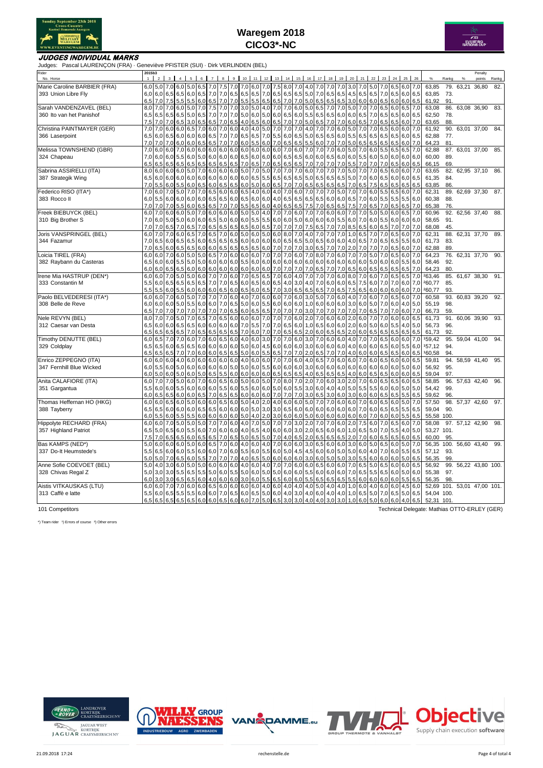# Waregem 2018
## CICO3*-NC

### JUDGES INDIVIDUAL MARKS

Judges: Pascal LAURENÇON (FRA) · Geneviève PFISTER (SUI) · Dirk VERLINDEN (BEL)

| Rider / No. Horse | 1 | 2 | 3 | 4 | 5 | 6 | 7 | 8 | 9 | 10 | 11 | 12 | 13 | 14 | 15 | 16 | 17 | 18 | 19 | 20 | 21 | 22 | 23 | 24 | 25 | 26 | % | Rangk | % | Penalty points | Rangk |
|---|---|---|---|---|---|---|---|---|---|---|---|---|---|---|---|---|---|---|---|---|---|---|---|---|---|---|---|---|---|---|---|
| Marie Caroline BARBIER (FRA) | 6,0 | 5,0 | 7,0 | 6,0 | 5,0 | 6,5 | 7,0 | 7,5 | 7,0 | 7,0 | 6,0 | 7,0 | 7,5 | 8,0 | 7,0 | 4,0 | 7,0 | 7,0 | 7,0 | 3,0 | 7,0 | 5,0 | 7,0 | 6,5 | 6,0 | 7,0 | 63,85 | 79. | 63,21 | 36,80 | 82. |
| 393 Union Libre Fly | 6,0 | 6,0 | 6,5 | 6,5 | 6,0 | 6,5 | 7,0 | 7,0 | 6,5 | 6,5 | 6,5 | 7,0 | 6,5 | 6,5 | 6,5 | 5,0 | 7,0 | 6,5 | 6,5 | 4,5 | 6,5 | 6,5 | 7,0 | 6,5 | 6,0 | 6,5 | 63,85 | 73. | | | |
| | 6,5 | 7,0 | 7,5 | 5,5 | 5,5 | 6,0 | 6,5 | 7,0 | 7,0 | 5,5 | 5,5 | 6,5 | 6,5 | 7,0 | 7,0 | 5,0 | 6,5 | 6,5 | 6,5 | 3,0 | 6,0 | 6,0 | 6,5 | 6,0 | 6,0 | 6,5 | 61,92 | 91. | | | |
| Sarah VANDENZAVEL (BEL) | 8,0 | 7,0 | 7,0 | 6,0 | 5,0 | 7,0 | 7,5 | 7,0 | 7,0 | 3,0 | 5,0 | 4,0 | 7,0 | 7,0 | 6,0 | 5,0 | 6,5 | 7,0 | 7,0 | 5,0 | 7,0 | 7,0 | 6,5 | 6,0 | 6,5 | 7,0 | 63,08 | 86. | 63,08 | 36,90 | 83. |
| 360 Ito van het Panishof | 6,5 | 6,5 | 6,5 | 6,5 | 5,0 | 6,5 | 7,0 | 7,0 | 7,0 | 5,0 | 6,0 | 5,0 | 6,0 | 6,5 | 6,0 | 5,5 | 6,5 | 6,5 | 6,0 | 6,0 | 6,5 | 7,0 | 6,5 | 6,5 | 6,0 | 6,5 | 62,50 | 78. | | | |
| | 7,5 | 7,0 | 7,0 | 6,5 | 3,0 | 6,5 | 6,5 | 7,0 | 6,5 | 4,0 | 6,5 | 6,0 | 6,5 | 7,0 | 7,0 | 5,0 | 6,5 | 7,0 | 7,0 | 6,0 | 6,5 | 7,0 | 6,5 | 6,5 | 6,0 | 7,0 | 63,65 | 88. | | | |
| Christina PAINTMAYER (GER) | 7,0 | 7,0 | 6,0 | 6,0 | 6,5 | 7,0 | 6,0 | 7,0 | 6,0 | 4,0 | 4,0 | 5,0 | 7,0 | 7,0 | 7,0 | 4,0 | 7,0 | 7,0 | 6,0 | 5,0 | 7,0 | 7,0 | 6,5 | 6,0 | 6,0 | 7,0 | 61,92 | 90. | 63,01 | 37,00 | 84. |
| 366 Laserpoint | 6,5 | 6,0 | 6,5 | 6,0 | 6,0 | 6,0 | 6,5 | 7,0 | 7,0 | 6,5 | 6,5 | 7,0 | 5,5 | 6,0 | 6,5 | 5,0 | 6,5 | 6,5 | 6,0 | 5,5 | 6,5 | 6,5 | 6,5 | 6,5 | 6,0 | 6,0 | 62,88 | 77. | | | |
| | 7,0 | 7,0 | 7,0 | 6,0 | 6,0 | 6,5 | 6,5 | 7,0 | 7,0 | 6,0 | 5,5 | 6,0 | 7,0 | 6,5 | 6,5 | 5,5 | 6,0 | 7,0 | 7,0 | 5,0 | 6,5 | 6,5 | 6,5 | 6,5 | 6,0 | 7,0 | 64,23 | 81. | | | |
| Melissa TOWNSHEND (GBR) | 7,0 | 6,0 | 6,0 | 7,0 | 6,0 | 6,0 | 6,0 | 6,0 | 6,0 | 6,0 | 6,0 | 6,0 | 6,0 | 7,0 | 6,0 | 7,0 | 7,0 | 7,0 | 6,0 | 5,0 | 7,0 | 6,0 | 5,5 | 6,5 | 6,5 | 7,0 | 62,88 | 87. | 63,01 | 37,00 | 85. |
| 324 Chapeau | 7,0 | 6,0 | 6,0 | 5,5 | 6,0 | 5,0 | 6,0 | 6,0 | 6,0 | 6,0 | 6,5 | 6,0 | 6,0 | 6,0 | 6,5 | 6,5 | 6,0 | 6,0 | 6,5 | 6,0 | 6,0 | 5,5 | 6,0 | 5,0 | 6,0 | 6,0 | 60,00 | 89. | | | |
| | 6,5 | 6,5 | 6,5 | 6,5 | 6,5 | 6,5 | 6,5 | 6,5 | 6,5 | 7,0 | 6,5 | 7,0 | 6,5 | 6,5 | 6,5 | 7,0 | 7,0 | 7,0 | 7,0 | 5,5 | 7,0 | 7,0 | 7,0 | 6,5 | 6,0 | 6,5 | 66,15 | 69. | | | |
| Sabrina ASSIRELLI (ITA) | 8,0 | 6,0 | 6,0 | 6,0 | 5,0 | 7,0 | 6,0 | 6,0 | 6,0 | 5,0 | 7,0 | 5,0 | 7,0 | 7,0 | 7,0 | 6,0 | 7,0 | 7,0 | 7,0 | 5,0 | 7,0 | 7,0 | 6,5 | 6,0 | 6,0 | 7,0 | 63,65 | 82. | 62,95 | 37,10 | 86. |
| 387 Strategik Wing | 6,5 | 6,0 | 6,0 | 6,0 | 6,0 | 6,0 | 6,0 | 6,0 | 6,0 | 6,5 | 5,5 | 6,5 | 6,5 | 6,5 | 5,0 | 6,5 | 6,5 | 6,5 | 6,5 | 5,0 | 7,0 | 6,0 | 6,5 | 6,0 | 6,0 | 6,5 | 61,35 | 84. | | | |
| | 7,0 | 5,5 | 6,0 | 5,5 | 6,0 | 6,5 | 6,0 | 6,5 | 6,5 | 6,0 | 5,0 | 6,0 | 6,5 | 7,0 | 7,0 | 6,5 | 6,5 | 6,5 | 6,5 | 7,0 | 6,5 | 7,5 | 6,5 | 6,5 | 6,5 | 6,5 | 63,85 | 86. | | | |
| Federico RISO (ITA*) | 7,0 | 6,0 | 7,0 | 5,0 | 7,0 | 7,0 | 6,5 | 6,0 | 6,0 | 6,5 | 4,0 | 6,0 | 4,0 | 7,0 | 6,0 | 7,0 | 7,0 | 7,0 | 5,0 | 7,0 | 7,0 | 6,0 | 5,5 | 6,5 | 6,0 | 7,0 | 62,31 | 89. | 62,69 | 37,30 | 87. |
| 383 Rocco II | 6,0 | 5,5 | 6,0 | 6,0 | 6,0 | 6,0 | 6,0 | 6,5 | 6,5 | 6,0 | 6,5 | 6,0 | 6,0 | 4,0 | 6,5 | 6,5 | 6,5 | 6,0 | 6,0 | 6,5 | 7,0 | 6,0 | 5,5 | 5,5 | 5,5 | 6,0 | 60,38 | 88. | | | |
| | 7,0 | 7,0 | 7,0 | 5,5 | 6,0 | 6,5 | 6,5 | 7,0 | 7,0 | 5,5 | 6,5 | 6,0 | 4,0 | 6,5 | 6,5 | 7,5 | 7,0 | 6,5 | 6,5 | 7,5 | 7,0 | 6,5 | 7,0 | 6,5 | 6,5 | 7,0 | 65,38 | 76. | | | |
| Freek BIEBUYCK (BEL) | 6,0 | 7,0 | 6,0 | 6,0 | 5,0 | 7,0 | 6,0 | 6,0 | 6,0 | 5,0 | 5,0 | 4,0 | 7,0 | 7,0 | 6,0 | 7,0 | 7,0 | 6,0 | 6,0 | 7,0 | 7,0 | 5,0 | 5,0 | 6,0 | 6,5 | 7,0 | 60,96 | 92. | 62,56 | 37,40 | 88. |
| 310 Big Brother S | 7,0 | 6,0 | 5,0 | 5,0 | 6,0 | 6,0 | 6,5 | 5,0 | 6,0 | 6,0 | 5,5 | 5,5 | 6,0 | 6,0 | 5,0 | 6,0 | 6,0 | 6,0 | 5,5 | 6,0 | 7,0 | 6,0 | 5,5 | 6,0 | 6,0 | 6,0 | 58,65 | 91. | | | |
| | 7,0 | 7,0 | 6,5 | 7,0 | 6,5 | 7,0 | 6,5 | 6,5 | 6,5 | 6,5 | 6,0 | 6,5 | 7,0 | 7,0 | 7,0 | 7,5 | 6,5 | 7,0 | 7,0 | 8,5 | 6,5 | 6,0 | 6,5 | 7,0 | 7,0 | 7,0 | 68,08 | 45. | | | |
| Joris VANSPRINGEL (BEL) | 6,0 | 7,0 | 7,0 | 6,0 | 6,5 | 7,0 | 6,5 | 7,0 | 6,0 | 5,0 | 6,0 | 5,0 | 6,0 | 8,0 | 7,0 | 4,0 | 7,0 | 7,0 | 7,0 | 1,0 | 6,5 | 7,0 | 7,0 | 6,5 | 6,0 | 7,0 | 62,31 | 88. | 62,31 | 37,70 | 89. |
| 344 Fazamur | 7,0 | 6,5 | 6,0 | 6,5 | 6,5 | 6,0 | 6,5 | 6,5 | 6,5 | 6,0 | 6,0 | 6,0 | 6,0 | 6,5 | 6,5 | 5,0 | 6,5 | 6,0 | 6,0 | 4,0 | 6,5 | 7,0 | 6,5 | 6,5 | 5,5 | 6,0 | 61,73 | 83. | | | |
| | 7,0 | 6,5 | 6,0 | 6,5 | 6,5 | 6,0 | 6,0 | 6,5 | 6,5 | 6,5 | 6,5 | 6,5 | 6,0 | 7,0 | 7,0 | 3,0 | 6,5 | 7,0 | 7,0 | 2,0 | 7,0 | 7,0 | 7,0 | 6,5 | 6,0 | 7,0 | 62,88 | 89. | | | |
| Loicia TIREL (FRA) | 6,0 | 6,0 | 7,0 | 6,0 | 5,0 | 5,0 | 6,5 | 7,0 | 6,0 | 6,0 | 6,0 | 7,0 | 7,0 | 7,0 | 6,0 | 7,0 | 8,0 | 7,0 | 6,0 | 7,0 | 7,0 | 5,0 | 7,0 | 6,5 | 6,0 | 7,0 | 64,23 | 76. | 62,31 | 37,70 | 90. |
| 382 Raybann du Casteras | 6,5 | 6,0 | 6,0 | 5,5 | 5,0 | 5,0 | 6,0 | 6,0 | 6,0 | 5,5 | 6,0 | 6,0 | 6,0 | 6,0 | 6,0 | 6,0 | 6,0 | 6,0 | 6,0 | 6,0 | 6,0 | 5,0 | 6,0 | 6,0 | 5,5 | 6,0 | 58,46 | 92. | | | |
| | 6,0 | 6,0 | 6,5 | 6,5 | 6,0 | 6,0 | 6,0 | 6,0 | 6,0 | 6,0 | 6,0 | 6,0 | 7,0 | 7,0 | 7,0 | 7,0 | 6,5 | 7,0 | 7,0 | 6,5 | 6,0 | 6,5 | 6,5 | 6,5 | 6,5 | 7,0 | 64,23 | 80. | | | |
| Irene Mia HASTRUP (DEN*) | 6,0 | 6,0 | 7,0 | 5,0 | 5,0 | 6,0 | 7,0 | 7,0 | 6,0 | 7,0 | 6,5 | 6,5 | 7,0 | 6,0 | 4,0 | 7,0 | 7,0 | 7,0 | 6,0 | 8,0 | 7,0 | 6,0 | 7,0 | 6,5 | 6,5 | 7,0 | ²63,46 | 85. | 61,67 | 38,30 | 91. |
| 333 Constantin M | 5,5 | 6,0 | 6,5 | 6,5 | 6,5 | 6,5 | 7,0 | 7,0 | 6,5 | 6,0 | 6,5 | 6,0 | 6,5 | 4,0 | 3,0 | 4,0 | 7,0 | 6,0 | 6,0 | 6,5 | 7,5 | 6,0 | 7,0 | 7,0 | 6,0 | 7,0 | ²60,77 | 85. | | | |
| | 5,5 | 5,5 | 6,0 | 5,5 | 6,0 | 6,0 | 6,0 | 6,5 | 6,0 | 6,5 | 6,0 | 6,5 | 7,0 | 3,0 | 6,5 | 6,5 | 6,5 | 7,0 | 6,5 | 7,5 | 6,5 | 6,0 | 6,0 | 6,0 | 6,0 | 7,0 | ²60,77 | 93. | | | |
| Paolo BELVEDERESI (ITA*) | 6,0 | 6,0 | 7,0 | 6,0 | 5,0 | 7,0 | 7,0 | 7,0 | 6,0 | 4,0 | 7,0 | 6,0 | 6,0 | 7,0 | 6,0 | 3,0 | 5,0 | 7,0 | 6,0 | 4,0 | 7,0 | 6,0 | 7,0 | 6,5 | 6,0 | 7,0 | 60,58 | 93. | 60,83 | 39,20 | 92. |
| 308 Belle de Reve | 6,0 | 6,0 | 6,0 | 5,0 | 5,5 | 6,0 | 6,0 | 7,0 | 6,5 | 5,0 | 6,0 | 5,5 | 6,0 | 6,0 | 6,0 | 1,0 | 6,0 | 6,0 | 6,0 | 3,0 | 6,0 | 5,0 | 7,0 | 6,0 | 4,0 | 5,0 | 55,19 | 98. | | | |
| | 6,5 | 7,0 | 7,0 | 7,0 | 7,0 | 7,0 | 7,0 | 7,0 | 6,5 | 6,0 | 6,5 | 6,5 | 7,0 | 7,0 | 7,0 | 3,0 | 7,0 | 7,0 | 7,0 | 7,0 | 7,0 | 6,5 | 7,0 | 7,0 | 6,0 | 7,0 | 66,73 | 59. | | | |
| Nele REVYN (BEL) | 8,0 | 7,0 | 7,0 | 5,0 | 7,0 | 6,5 | 7,0 | 6,5 | 6,0 | 6,0 | 6,0 | 7,0 | 7,0 | 7,0 | 6,0 | 2,0 | 7,0 | 6,0 | 6,0 | 2,0 | 6,0 | 7,0 | 7,0 | 6,0 | 6,0 | 6,5 | 61,73 | 91. | 60,06 | 39,90 | 93. |
| 312 Caesar van Desta | 6,5 | 6,0 | 6,0 | 6,5 | 6,5 | 6,0 | 6,0 | 6,0 | 6,0 | 7,0 | 5,5 | 7,0 | 7,0 | 6,5 | 6,0 | 1,0 | 6,5 | 6,0 | 6,0 | 2,0 | 6,0 | 5,0 | 6,0 | 5,5 | 4,0 | 5,0 | 56,73 | 96. | | | |
| | 6,5 | 6,5 | 6,5 | 6,5 | 7,0 | 6,5 | 6,5 | 6,5 | 6,5 | 7,0 | 6,0 | 7,0 | 7,0 | 6,5 | 6,5 | 2,0 | 6,0 | 6,5 | 6,5 | 2,0 | 6,0 | 6,5 | 6,5 | 6,5 | 6,5 | 6,5 | 61,73 | 92. | | | |
| Timothy DENUTTE (BEL) | 6,0 | 6,5 | 7,0 | 7,0 | 6,0 | 7,0 | 6,0 | 6,5 | 6,0 | 4,0 | 6,0 | 3,0 | 7,0 | 7,0 | 6,0 | 3,0 | 7,0 | 6,0 | 6,0 | 4,0 | 7,0 | 7,0 | 6,5 | 6,0 | 6,0 | 7,0 | ¹59,42 | 95. | 59,04 | 41,00 | 94. |
| 329 Coldplay | 6,5 | 6,5 | 6,0 | 6,5 | 6,0 | 6,0 | 6,0 | 6,0 | 6,0 | 5,0 | 6,0 | 4,5 | 6,0 | 6,0 | 6,0 | 3,0 | 6,0 | 6,0 | 6,0 | 4,0 | 6,0 | 6,0 | 6,5 | 6,0 | 5,5 | 6,0 | ¹57,12 | 94. | | | |
| | 6,5 | 6,5 | 6,5 | 7,0 | 7,0 | 6,0 | 6,0 | 6,5 | 6,5 | 5,0 | 6,0 | 5,5 | 6,5 | 7,0 | 7,0 | 2,0 | 6,5 | 7,0 | 7,0 | 4,0 | 6,0 | 6,0 | 6,5 | 6,5 | 6,0 | 6,5 | ¹60,58 | 94. | | | |
| Enrico ZEPPEGNO (ITA) | 6,0 | 6,0 | 6,0 | 4,0 | 6,0 | 6,0 | 6,0 | 6,0 | 6,0 | 4,0 | 6,0 | 6,0 | 7,0 | 7,0 | 6,0 | 4,0 | 6,5 | 7,0 | 6,0 | 6,0 | 7,0 | 6,0 | 6,5 | 6,0 | 6,0 | 6,5 | 59,81 | 94. | 58,59 | 41,40 | 95. |
| 347 Fernhill Blue Wicked | 6,0 | 5,5 | 6,0 | 5,0 | 6,0 | 6,0 | 6,0 | 6,0 | 5,0 | 5,0 | 6,0 | 5,5 | 6,0 | 6,0 | 6,0 | 3,0 | 6,0 | 6,0 | 6,0 | 6,0 | 6,0 | 6,0 | 6,0 | 6,0 | 5,0 | 6,0 | 56,92 | 95. | | | |
| | 6,0 | 5,0 | 6,0 | 5,0 | 6,0 | 5,0 | 6,5 | 5,5 | 6,0 | 6,0 | 6,0 | 6,0 | 6,5 | 6,5 | 6,5 | 4,0 | 6,5 | 6,5 | 6,5 | 4,0 | 6,0 | 6,5 | 6,5 | 6,0 | 6,0 | 6,5 | 59,04 | 97. | | | |
| Anita CALAFIORE (ITA) | 6,0 | 7,0 | 7,0 | 5,0 | 6,0 | 7,0 | 6,0 | 6,5 | 6,0 | 5,0 | 6,0 | 5,0 | 7,0 | 8,0 | 7,0 | 2,0 | 7,0 | 6,0 | 3,0 | 2,0 | 7,0 | 6,0 | 6,5 | 6,5 | 6,0 | 6,5 | 58,85 | 96. | 57,63 | 42,40 | 96. |
| 351 Gargantua | 5,5 | 6,0 | 6,0 | 5,5 | 6,0 | 6,0 | 6,0 | 5,5 | 6,0 | 5,5 | 6,0 | 6,0 | 5,0 | 6,0 | 5,5 | 3,0 | 6,0 | 4,0 | 4,0 | 5,0 | 5,5 | 5,5 | 6,0 | 6,0 | 5,0 | 5,5 | 54,42 | 99. | | | |
| | 6,0 | 6,5 | 6,5 | 6,0 | 6,0 | 6,5 | 7,0 | 6,5 | 6,5 | 6,0 | 6,0 | 6,0 | 7,0 | 7,0 | 7,0 | 3,0 | 6,5 | 3,0 | 6,0 | 3,0 | 6,0 | 6,0 | 6,5 | 6,5 | 5,5 | 6,5 | 59,62 | 96. | | | |
| Thomas Heffernan HO (HKG) | 6,0 | 6,0 | 6,5 | 6,0 | 5,0 | 6,0 | 6,0 | 6,5 | 6,0 | 5,0 | 4,0 | 2,0 | 4,0 | 6,0 | 6,0 | 5,0 | 7,0 | 7,0 | 6,0 | 6,0 | 7,0 | 6,0 | 6,5 | 6,0 | 5,0 | 7,0 | 57,50 | 98. | 57,37 | 42,60 | 97. |
| 388 Tayberry | 6,5 | 6,5 | 6,0 | 6,0 | 6,0 | 6,5 | 6,5 | 6,0 | 6,0 | 6,0 | 5,0 | 3,0 | 3,0 | 6,5 | 6,0 | 6,0 | 6,0 | 6,0 | 6,0 | 6,0 | 7,0 | 6,0 | 6,5 | 6,5 | 5,5 | 6,5 | 59,04 | 90. | | | |
| | 6,0 | 5,5 | 6,0 | 5,5 | 5,5 | 6,0 | 6,0 | 6,0 | 6,0 | 5,0 | 4,0 | 2,0 | 3,0 | 6,0 | 6,0 | 5,0 | 6,0 | 6,0 | 6,0 | 6,0 | 6,0 | 7,0 | 6,0 | 6,0 | 5,5 | 6,5 | 55,58 | 100. | | | |
| Hippolyte RECHARD (FRA) | 6,0 | 6,0 | 7,0 | 5,0 | 5,0 | 5,0 | 7,0 | 7,0 | 6,0 | 4,0 | 7,0 | 5,0 | 7,0 | 7,0 | 3,0 | 2,0 | 7,0 | 7,0 | 6,0 | 2,0 | 7,5 | 6,0 | 7,0 | 6,5 | 6,0 | 7,0 | 58,08 | 97. | 57,12 | 42,90 | 98. |
| 357 Highland Patriot | 6,5 | 5,0 | 6,5 | 6,0 | 5,5 | 6,0 | 7,0 | 6,0 | 6,0 | 4,0 | 6,5 | 4,0 | 6,0 | 6,0 | 3,0 | 2,0 | 6,5 | 6,0 | 6,0 | 1,0 | 6,5 | 5,0 | 7,0 | 5,5 | 4,0 | 5,0 | 53,27 | 101. | | | |
| | 7,5 | 7,0 | 6,5 | 6,5 | 6,0 | 6,5 | 6,5 | 7,0 | 6,5 | 5,0 | 6,5 | 5,0 | 7,0 | 4,0 | 6,5 | 2,0 | 6,5 | 6,5 | 6,5 | 2,0 | 7,0 | 6,0 | 6,5 | 6,5 | 6,0 | 6,5 | 60,00 | 95. | | | |
| Bas KAMPS (NED*) | 5,0 | 6,0 | 6,0 | 6,0 | 5,0 | 6,0 | 6,5 | 7,0 | 6,0 | 4,0 | 6,0 | 4,0 | 7,0 | 6,0 | 6,0 | 3,0 | 6,5 | 6,0 | 6,0 | 3,0 | 6,0 | 5,0 | 6,5 | 6,0 | 5,0 | 7,0 | 56,35 | 100. | 56,60 | 43,40 | 99. |
| 337 Do-It Heumstede's | 5,5 | 6,5 | 6,0 | 6,0 | 5,5 | 6,0 | 6,0 | 7,0 | 6,0 | 5,5 | 6,0 | 5,5 | 6,0 | 5,0 | 4,5 | 4,5 | 6,0 | 6,0 | 5,0 | 5,0 | 6,0 | 4,0 | 7,0 | 6,0 | 5,5 | 6,5 | 57,12 | 93. | | | |
| | 5,0 | 5,0 | 7,0 | 6,5 | 6,0 | 5,5 | 7,0 | 7,0 | 7,0 | 4,0 | 6,5 | 5,0 | 6,0 | 6,0 | 6,0 | 3,0 | 6,0 | 5,0 | 5,0 | 3,0 | 5,5 | 6,0 | 6,0 | 5,0 | 6,0 | 6,5 | 56,35 | 99. | | | |
| Anne Sofie COEVOET (BEL) | 5,0 | 4,0 | 3,0 | 6,0 | 5,0 | 5,0 | 6,0 | 6,0 | 6,0 | 4,0 | 6,0 | 4,0 | 7,0 | 7,0 | 6,0 | 6,0 | 6,5 | 6,0 | 6,0 | 7,0 | 6,5 | 5,0 | 6,5 | 6,0 | 6,0 | 6,5 | 56,92 | 99. | 56,22 | 43,80 | 100. |
| 328 Chivas Regal Z | 5,0 | 3,0 | 3,0 | 5,5 | 6,5 | 5,5 | 5,0 | 6,0 | 5,5 | 5,0 | 6,0 | 5,0 | 5,0 | 6,0 | 6,0 | 5,5 | 6,0 | 6,0 | 6,0 | 7,0 | 6,5 | 5,5 | 6,5 | 6,0 | 5,0 | 6,0 | 55,38 | 97. | | | |
| | 6,0 | 3,0 | 3,0 | 6,5 | 6,5 | 6,0 | 4,0 | 6,0 | 6,0 | 3,0 | 6,0 | 5,5 | 6,5 | 6,0 | 6,0 | 5,5 | 6,5 | 6,5 | 6,5 | 5,5 | 6,0 | 6,0 | 6,0 | 6,0 | 5,5 | 6,5 | 56,35 | 98. | | | |
| Aistis VITKAUSKAS (LTU) | 6,0 | 6,0 | 7,0 | 7,0 | 6,0 | 6,0 | 6,5 | 6,0 | 6,0 | 6,0 | 6,0 | 4,0 | 6,0 | 4,0 | 4,0 | 4,0 | 5,0 | 4,0 | 4,0 | 1,0 | 6,0 | 4,0 | 6,0 | 6,0 | 4,5 | 6,0 | 52,69 | 101. | 53,01 | 47,00 | 101. |
| 313 Caffè e latte | 5,5 | 6,0 | 6,5 | 5,5 | 5,5 | 6,0 | 6,0 | 7,0 | 6,5 | 6,0 | 6,5 | 5,0 | 6,0 | 4,0 | 3,0 | 4,0 | 6,0 | 4,0 | 4,0 | 1,0 | 6,5 | 5,0 | 7,0 | 6,5 | 5,0 | 6,5 | 54,04 | 100. | | | |
| | 6,5 | 6,5 | 6,5 | 6,5 | 6,5 | 6,0 | 6,0 | 6,5 | 6,0 | 6,0 | 7,0 | 5,0 | 6,5 | 3,0 | 3,0 | 4,0 | 4,0 | 3,0 | 3,0 | 1,0 | 6,0 | 5,0 | 6,0 | 6,0 | 4,0 | 6,5 | 52,31 | 101. | | | |

101 Competitors

Technical Delegate: Mathias OTTO-ERLEY (GER)

*) Team rider ¹) Errors of course ²) Other errors